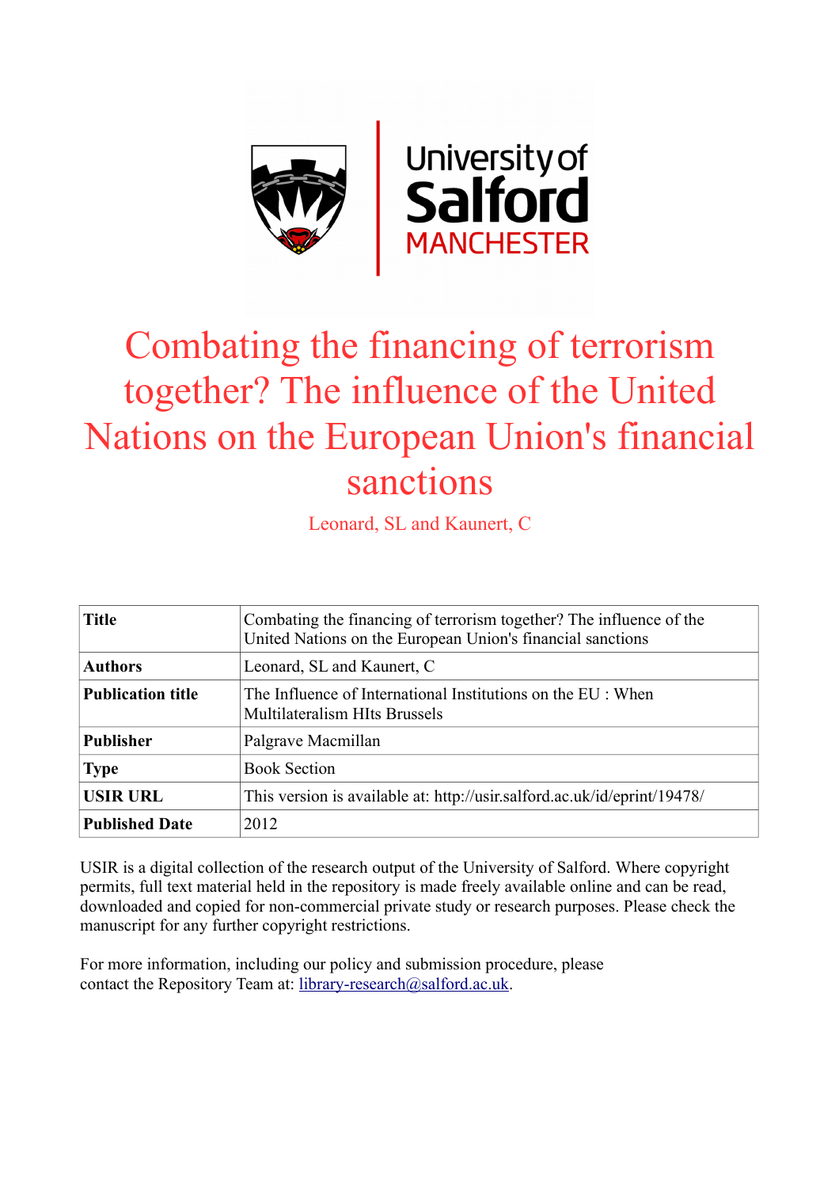# Combating the financing of terrorism together? The influence of the United Nations on the European Union's financial sanctions

Leonard, SL and Kaunert, C

| Title | Combating the financing of terrorism together? The influence of the United Nations on the European Union's financial sanctions |
|---|---|
| Authors | Leonard, SL and Kaunert, C |
| Publication title | The Influence of International Institutions on the EU : When Multilateralism HIts Brussels |
| Publisher | Palgrave Macmillan |
| Type | Book Section |
| USIR URL | This version is available at: http://usir.salford.ac.uk/id/eprint/19478/ |
| Published Date | 2012 |

USIR is a digital collection of the research output of the University of Salford. Where copyright permits, full text material held in the repository is made freely available online and can be read, downloaded and copied for non-commercial private study or research purposes. Please check the manuscript for any further copyright restrictions.

For more information, including our policy and submission procedure, please contact the Repository Team at: library-research@salford.ac.uk.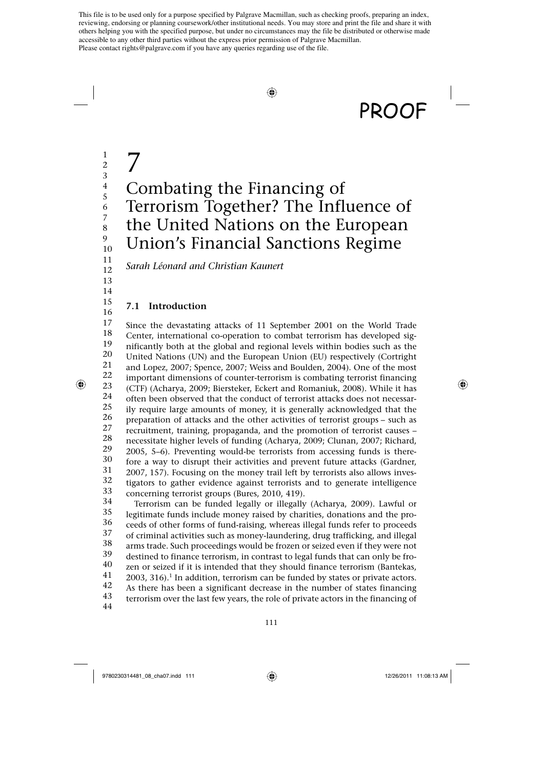# 7

# Combating the Financing of Terrorism Together? The Influence of the United Nations on the European Union's Financial Sanctions Regime

*Sarah Léonard and Christian Kaunert*

## 7.1 Introduction

Since the devastating attacks of 11 September 2001 on the World Trade Center, international co-operation to combat terrorism has developed significantly both at the global and regional levels within bodies such as the United Nations (UN) and the European Union (EU) respectively (Cortright and Lopez, 2007; Spence, 2007; Weiss and Boulden, 2004). One of the most important dimensions of counter-terrorism is combating terrorist financing (CTF) (Acharya, 2009; Biersteker, Eckert and Romaniuk, 2008). While it has often been observed that the conduct of terrorist attacks does not necessarily require large amounts of money, it is generally acknowledged that the preparation of attacks and the other activities of terrorist groups – such as recruitment, training, propaganda, and the promotion of terrorist causes – necessitate higher levels of funding (Acharya, 2009; Clunan, 2007; Richard, 2005, 5–6). Preventing would-be terrorists from accessing funds is therefore a way to disrupt their activities and prevent future attacks (Gardner, 2007, 157). Focusing on the money trail left by terrorists also allows investigators to gather evidence against terrorists and to generate intelligence concerning terrorist groups (Bures, 2010, 419).

Terrorism can be funded legally or illegally (Acharya, 2009). Lawful or legitimate funds include money raised by charities, donations and the proceeds of other forms of fund-raising, whereas illegal funds refer to proceeds of criminal activities such as money-laundering, drug trafficking, and illegal arms trade. Such proceedings would be frozen or seized even if they were not destined to finance terrorism, in contrast to legal funds that can only be frozen or seized if it is intended that they should finance terrorism (Bantekas, 2003, 316).[1] In addition, terrorism can be funded by states or private actors. As there has been a significant decrease in the number of states financing terrorism over the last few years, the role of private actors in the financing of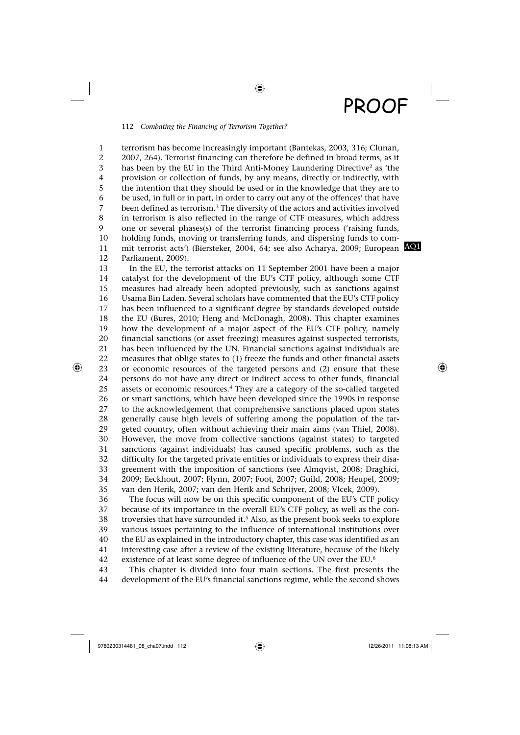terrorism has become increasingly important (Bantekas, 2003, 316; Clunan, 2007, 264). Terrorist financing can therefore be defined in broad terms, as it has been by the EU in the Third Anti-Money Laundering Directive[2] as 'the provision or collection of funds, by any means, directly or indirectly, with the intention that they should be used or in the knowledge that they are to be used, in full or in part, in order to carry out any of the offences' that have been defined as terrorism.[3] The diversity of the actors and activities involved in terrorism is also reflected in the range of CTF measures, which address one or several phases(s) of the terrorist financing process ('raising funds, holding funds, moving or transferring funds, and dispersing funds to commit terrorist acts') (Biersteker, 2004, 64; see also Acharya, 2009; European Parliament, 2009).

In the EU, the terrorist attacks on 11 September 2001 have been a major catalyst for the development of the EU's CTF policy, although some CTF measures had already been adopted previously, such as sanctions against Usama Bin Laden. Several scholars have commented that the EU's CTF policy has been influenced to a significant degree by standards developed outside the EU (Bures, 2010; Heng and McDonagh, 2008). This chapter examines how the development of a major aspect of the EU's CTF policy, namely financial sanctions (or asset freezing) measures against suspected terrorists, has been influenced by the UN. Financial sanctions against individuals are measures that oblige states to (1) freeze the funds and other financial assets or economic resources of the targeted persons and (2) ensure that these persons do not have any direct or indirect access to other funds, financial assets or economic resources.[4] They are a category of the so-called targeted or smart sanctions, which have been developed since the 1990s in response to the acknowledgement that comprehensive sanctions placed upon states generally cause high levels of suffering among the population of the targeted country, often without achieving their main aims (van Thiel, 2008). However, the move from collective sanctions (against states) to targeted sanctions (against individuals) has caused specific problems, such as the difficulty for the targeted private entities or individuals to express their disagreement with the imposition of sanctions (see Almqvist, 2008; Draghici, 2009; Eeckhout, 2007; Flynn, 2007; Foot, 2007; Guild, 2008; Heupel, 2009; van den Herik, 2007; van den Herik and Schrijver, 2008; Vlcek, 2009).

The focus will now be on this specific component of the EU's CTF policy because of its importance in the overall EU's CTF policy, as well as the controversies that have surrounded it.[5] Also, as the present book seeks to explore various issues pertaining to the influence of international institutions over the EU as explained in the introductory chapter, this case was identified as an interesting case after a review of the existing literature, because of the likely existence of at least some degree of influence of the UN over the EU.[6]

This chapter is divided into four main sections. The first presents the development of the EU's financial sanctions regime, while the second shows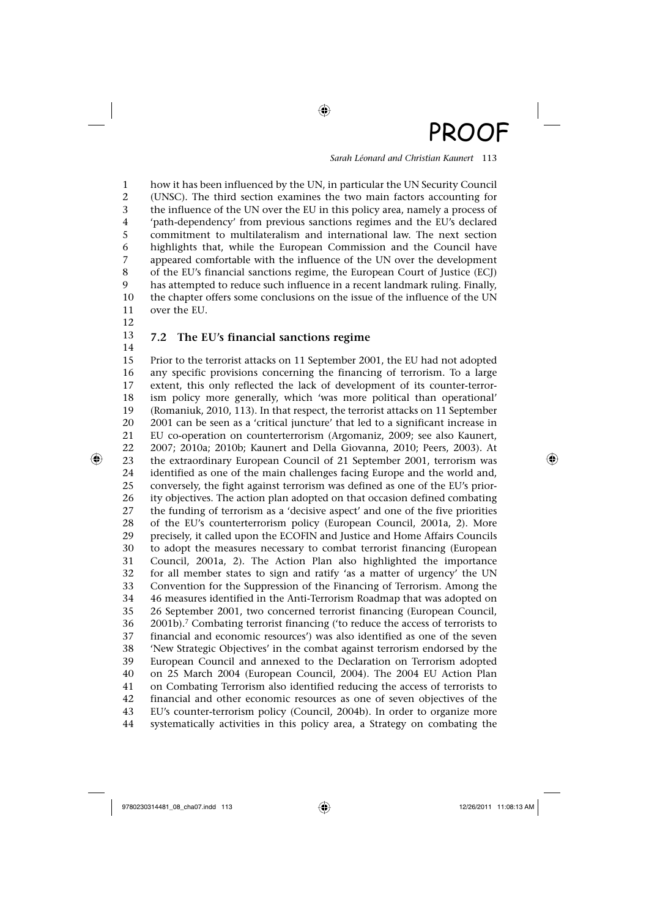how it has been influenced by the UN, in particular the UN Security Council (UNSC). The third section examines the two main factors accounting for the influence of the UN over the EU in this policy area, namely a process of 'path-dependency' from previous sanctions regimes and the EU's declared commitment to multilateralism and international law. The next section highlights that, while the European Commission and the Council have appeared comfortable with the influence of the UN over the development of the EU's financial sanctions regime, the European Court of Justice (ECJ) has attempted to reduce such influence in a recent landmark ruling. Finally, the chapter offers some conclusions on the issue of the influence of the UN over the EU.

## 7.2 The EU's financial sanctions regime

Prior to the terrorist attacks on 11 September 2001, the EU had not adopted any specific provisions concerning the financing of terrorism. To a large extent, this only reflected the lack of development of its counter-terrorism policy more generally, which 'was more political than operational' (Romaniuk, 2010, 113). In that respect, the terrorist attacks on 11 September 2001 can be seen as a 'critical juncture' that led to a significant increase in EU co-operation on counterterrorism (Argomaniz, 2009; see also Kaunert, 2007; 2010a; 2010b; Kaunert and Della Giovanna, 2010; Peers, 2003). At the extraordinary European Council of 21 September 2001, terrorism was identified as one of the main challenges facing Europe and the world and, conversely, the fight against terrorism was defined as one of the EU's priority objectives. The action plan adopted on that occasion defined combating the funding of terrorism as a 'decisive aspect' and one of the five priorities of the EU's counterterrorism policy (European Council, 2001a, 2). More precisely, it called upon the ECOFIN and Justice and Home Affairs Councils to adopt the measures necessary to combat terrorist financing (European Council, 2001a, 2). The Action Plan also highlighted the importance for all member states to sign and ratify 'as a matter of urgency' the UN Convention for the Suppression of the Financing of Terrorism. Among the 46 measures identified in the Anti-Terrorism Roadmap that was adopted on 26 September 2001, two concerned terrorist financing (European Council, 2001b).[7] Combating terrorist financing ('to reduce the access of terrorists to financial and economic resources') was also identified as one of the seven 'New Strategic Objectives' in the combat against terrorism endorsed by the European Council and annexed to the Declaration on Terrorism adopted on 25 March 2004 (European Council, 2004). The 2004 EU Action Plan on Combating Terrorism also identified reducing the access of terrorists to financial and other economic resources as one of seven objectives of the EU's counter-terrorism policy (Council, 2004b). In order to organize more systematically activities in this policy area, a Strategy on combating the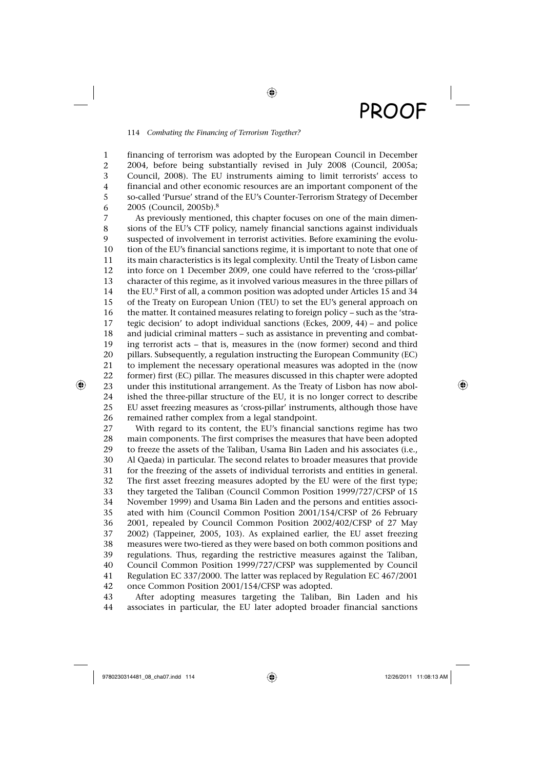financing of terrorism was adopted by the European Council in December 2004, before being substantially revised in July 2008 (Council, 2005a; Council, 2008). The EU instruments aiming to limit terrorists' access to financial and other economic resources are an important component of the so-called 'Pursue' strand of the EU's Counter-Terrorism Strategy of December 2005 (Council, 2005b).[8]

As previously mentioned, this chapter focuses on one of the main dimensions of the EU's CTF policy, namely financial sanctions against individuals suspected of involvement in terrorist activities. Before examining the evolution of the EU's financial sanctions regime, it is important to note that one of its main characteristics is its legal complexity. Until the Treaty of Lisbon came into force on 1 December 2009, one could have referred to the 'cross-pillar' character of this regime, as it involved various measures in the three pillars of the EU.[9] First of all, a common position was adopted under Articles 15 and 34 of the Treaty on European Union (TEU) to set the EU's general approach on the matter. It contained measures relating to foreign policy – such as the 'strategic decision' to adopt individual sanctions (Eckes, 2009, 44) – and police and judicial criminal matters – such as assistance in preventing and combating terrorist acts – that is, measures in the (now former) second and third pillars. Subsequently, a regulation instructing the European Community (EC) to implement the necessary operational measures was adopted in the (now former) first (EC) pillar. The measures discussed in this chapter were adopted under this institutional arrangement. As the Treaty of Lisbon has now abolished the three-pillar structure of the EU, it is no longer correct to describe EU asset freezing measures as 'cross-pillar' instruments, although those have remained rather complex from a legal standpoint.

With regard to its content, the EU's financial sanctions regime has two main components. The first comprises the measures that have been adopted to freeze the assets of the Taliban, Usama Bin Laden and his associates (i.e., Al Qaeda) in particular. The second relates to broader measures that provide for the freezing of the assets of individual terrorists and entities in general. The first asset freezing measures adopted by the EU were of the first type; they targeted the Taliban (Council Common Position 1999/727/CFSP of 15 November 1999) and Usama Bin Laden and the persons and entities associated with him (Council Common Position 2001/154/CFSP of 26 February 2001, repealed by Council Common Position 2002/402/CFSP of 27 May 2002) (Tappeiner, 2005, 103). As explained earlier, the EU asset freezing measures were two-tiered as they were based on both common positions and regulations. Thus, regarding the restrictive measures against the Taliban, Council Common Position 1999/727/CFSP was supplemented by Council Regulation EC 337/2000. The latter was replaced by Regulation EC 467/2001 once Common Position 2001/154/CFSP was adopted.

After adopting measures targeting the Taliban, Bin Laden and his associates in particular, the EU later adopted broader financial sanctions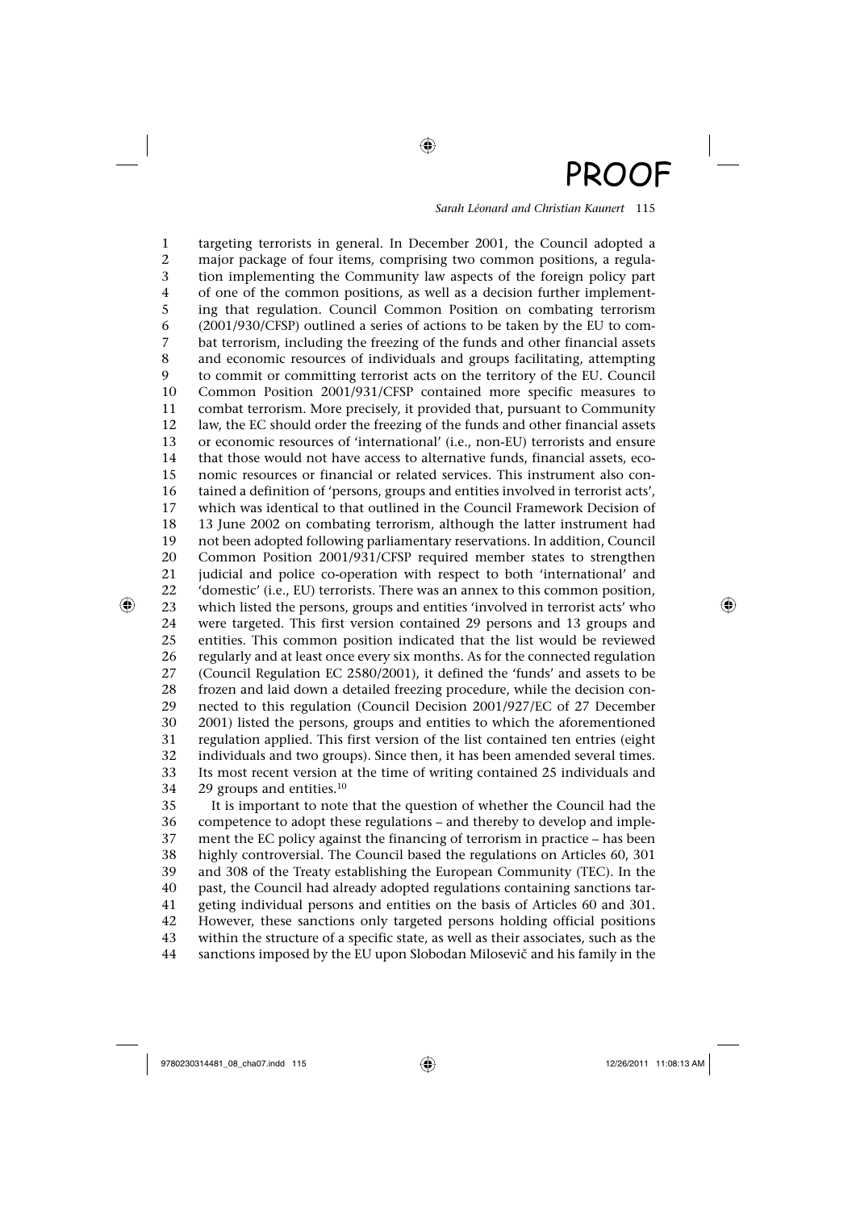targeting terrorists in general. In December 2001, the Council adopted a major package of four items, comprising two common positions, a regulation implementing the Community law aspects of the foreign policy part of one of the common positions, as well as a decision further implementing that regulation. Council Common Position on combating terrorism (2001/930/CFSP) outlined a series of actions to be taken by the EU to combat terrorism, including the freezing of the funds and other financial assets and economic resources of individuals and groups facilitating, attempting to commit or committing terrorist acts on the territory of the EU. Council Common Position 2001/931/CFSP contained more specific measures to combat terrorism. More precisely, it provided that, pursuant to Community law, the EC should order the freezing of the funds and other financial assets or economic resources of 'international' (i.e., non-EU) terrorists and ensure that those would not have access to alternative funds, financial assets, economic resources or financial or related services. This instrument also contained a definition of 'persons, groups and entities involved in terrorist acts', which was identical to that outlined in the Council Framework Decision of 13 June 2002 on combating terrorism, although the latter instrument had not been adopted following parliamentary reservations. In addition, Council Common Position 2001/931/CFSP required member states to strengthen judicial and police co-operation with respect to both 'international' and 'domestic' (i.e., EU) terrorists. There was an annex to this common position, which listed the persons, groups and entities 'involved in terrorist acts' who were targeted. This first version contained 29 persons and 13 groups and entities. This common position indicated that the list would be reviewed regularly and at least once every six months. As for the connected regulation (Council Regulation EC 2580/2001), it defined the 'funds' and assets to be frozen and laid down a detailed freezing procedure, while the decision connected to this regulation (Council Decision 2001/927/EC of 27 December 2001) listed the persons, groups and entities to which the aforementioned regulation applied. This first version of the list contained ten entries (eight individuals and two groups). Since then, it has been amended several times. Its most recent version at the time of writing contained 25 individuals and 29 groups and entities.[10]

It is important to note that the question of whether the Council had the competence to adopt these regulations – and thereby to develop and implement the EC policy against the financing of terrorism in practice – has been highly controversial. The Council based the regulations on Articles 60, 301 and 308 of the Treaty establishing the European Community (TEC). In the past, the Council had already adopted regulations containing sanctions targeting individual persons and entities on the basis of Articles 60 and 301. However, these sanctions only targeted persons holding official positions within the structure of a specific state, as well as their associates, such as the sanctions imposed by the EU upon Slobodan Milosevič and his family in the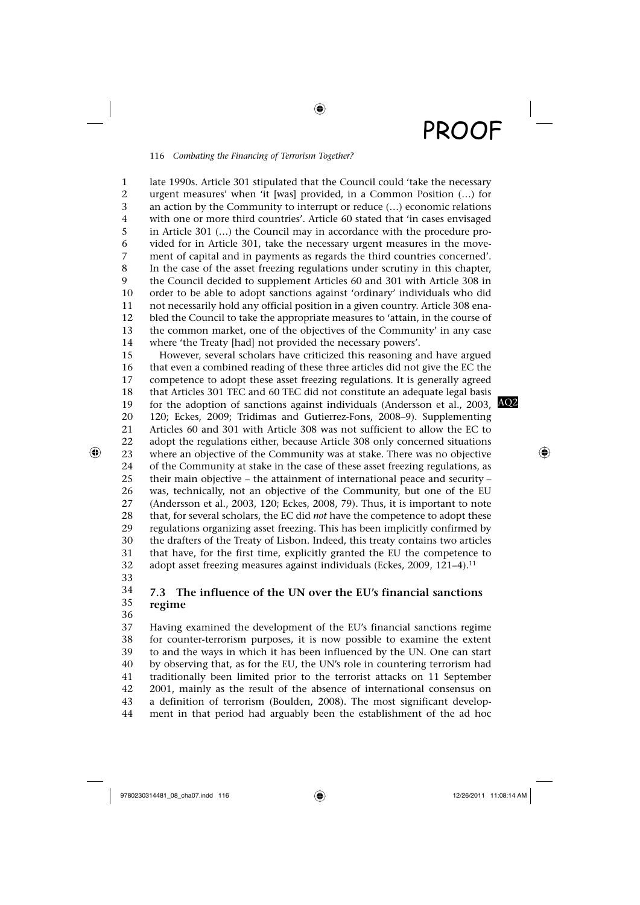late 1990s. Article 301 stipulated that the Council could 'take the necessary urgent measures' when 'it [was] provided, in a Common Position (…) for an action by the Community to interrupt or reduce (…) economic relations with one or more third countries'. Article 60 stated that 'in cases envisaged in Article 301 (…) the Council may in accordance with the procedure provided for in Article 301, take the necessary urgent measures in the movement of capital and in payments as regards the third countries concerned'. In the case of the asset freezing regulations under scrutiny in this chapter, the Council decided to supplement Articles 60 and 301 with Article 308 in order to be able to adopt sanctions against 'ordinary' individuals who did not necessarily hold any official position in a given country. Article 308 enabled the Council to take the appropriate measures to 'attain, in the course of the common market, one of the objectives of the Community' in any case where 'the Treaty [had] not provided the necessary powers'.

However, several scholars have criticized this reasoning and have argued that even a combined reading of these three articles did not give the EC the competence to adopt these asset freezing regulations. It is generally agreed that Articles 301 TEC and 60 TEC did not constitute an adequate legal basis for the adoption of sanctions against individuals (Andersson et al., 2003, 120; Eckes, 2009; Tridimas and Gutierrez-Fons, 2008–9). Supplementing Articles 60 and 301 with Article 308 was not sufficient to allow the EC to adopt the regulations either, because Article 308 only concerned situations where an objective of the Community was at stake. There was no objective of the Community at stake in the case of these asset freezing regulations, as their main objective – the attainment of international peace and security – was, technically, not an objective of the Community, but one of the EU (Andersson et al., 2003, 120; Eckes, 2008, 79). Thus, it is important to note that, for several scholars, the EC did *not* have the competence to adopt these regulations organizing asset freezing. This has been implicitly confirmed by the drafters of the Treaty of Lisbon. Indeed, this treaty contains two articles that have, for the first time, explicitly granted the EU the competence to adopt asset freezing measures against individuals (Eckes, 2009, 121–4).[11]

## 7.3 The influence of the UN over the EU's financial sanctions regime

Having examined the development of the EU's financial sanctions regime for counter-terrorism purposes, it is now possible to examine the extent to and the ways in which it has been influenced by the UN. One can start by observing that, as for the EU, the UN's role in countering terrorism had traditionally been limited prior to the terrorist attacks on 11 September 2001, mainly as the result of the absence of international consensus on a definition of terrorism (Boulden, 2008). The most significant development in that period had arguably been the establishment of the ad hoc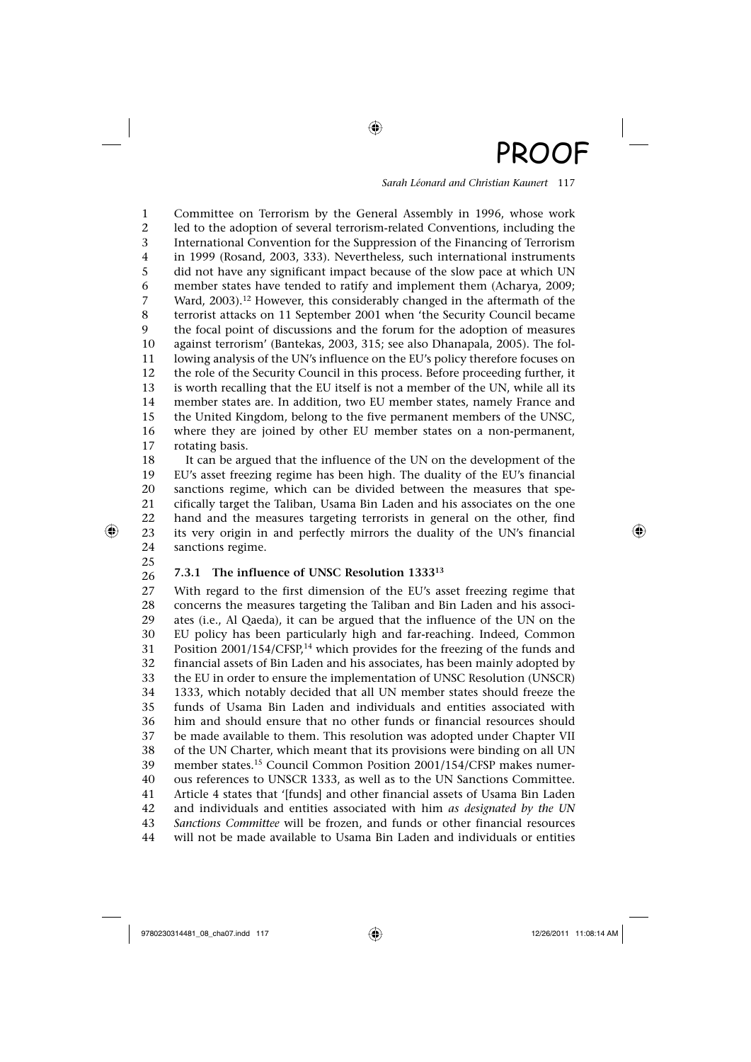Committee on Terrorism by the General Assembly in 1996, whose work led to the adoption of several terrorism-related Conventions, including the International Convention for the Suppression of the Financing of Terrorism in 1999 (Rosand, 2003, 333). Nevertheless, such international instruments did not have any significant impact because of the slow pace at which UN member states have tended to ratify and implement them (Acharya, 2009; Ward, 2003).[12] However, this considerably changed in the aftermath of the terrorist attacks on 11 September 2001 when 'the Security Council became the focal point of discussions and the forum for the adoption of measures against terrorism' (Bantekas, 2003, 315; see also Dhanapala, 2005). The following analysis of the UN's influence on the EU's policy therefore focuses on the role of the Security Council in this process. Before proceeding further, it is worth recalling that the EU itself is not a member of the UN, while all its member states are. In addition, two EU member states, namely France and the United Kingdom, belong to the five permanent members of the UNSC, where they are joined by other EU member states on a non-permanent, rotating basis.

It can be argued that the influence of the UN on the development of the EU's asset freezing regime has been high. The duality of the EU's financial sanctions regime, which can be divided between the measures that specifically target the Taliban, Usama Bin Laden and his associates on the one hand and the measures targeting terrorists in general on the other, find its very origin in and perfectly mirrors the duality of the UN's financial sanctions regime.

### 7.3.1 The influence of UNSC Resolution 1333[13]

With regard to the first dimension of the EU's asset freezing regime that concerns the measures targeting the Taliban and Bin Laden and his associates (i.e., Al Qaeda), it can be argued that the influence of the UN on the EU policy has been particularly high and far-reaching. Indeed, Common Position 2001/154/CFSP,[14] which provides for the freezing of the funds and financial assets of Bin Laden and his associates, has been mainly adopted by the EU in order to ensure the implementation of UNSC Resolution (UNSCR) 1333, which notably decided that all UN member states should freeze the funds of Usama Bin Laden and individuals and entities associated with him and should ensure that no other funds or financial resources should be made available to them. This resolution was adopted under Chapter VII of the UN Charter, which meant that its provisions were binding on all UN member states.[15] Council Common Position 2001/154/CFSP makes numerous references to UNSCR 1333, as well as to the UN Sanctions Committee. Article 4 states that '[funds] and other financial assets of Usama Bin Laden and individuals and entities associated with him *as designated by the UN Sanctions Committee* will be frozen, and funds or other financial resources will not be made available to Usama Bin Laden and individuals or entities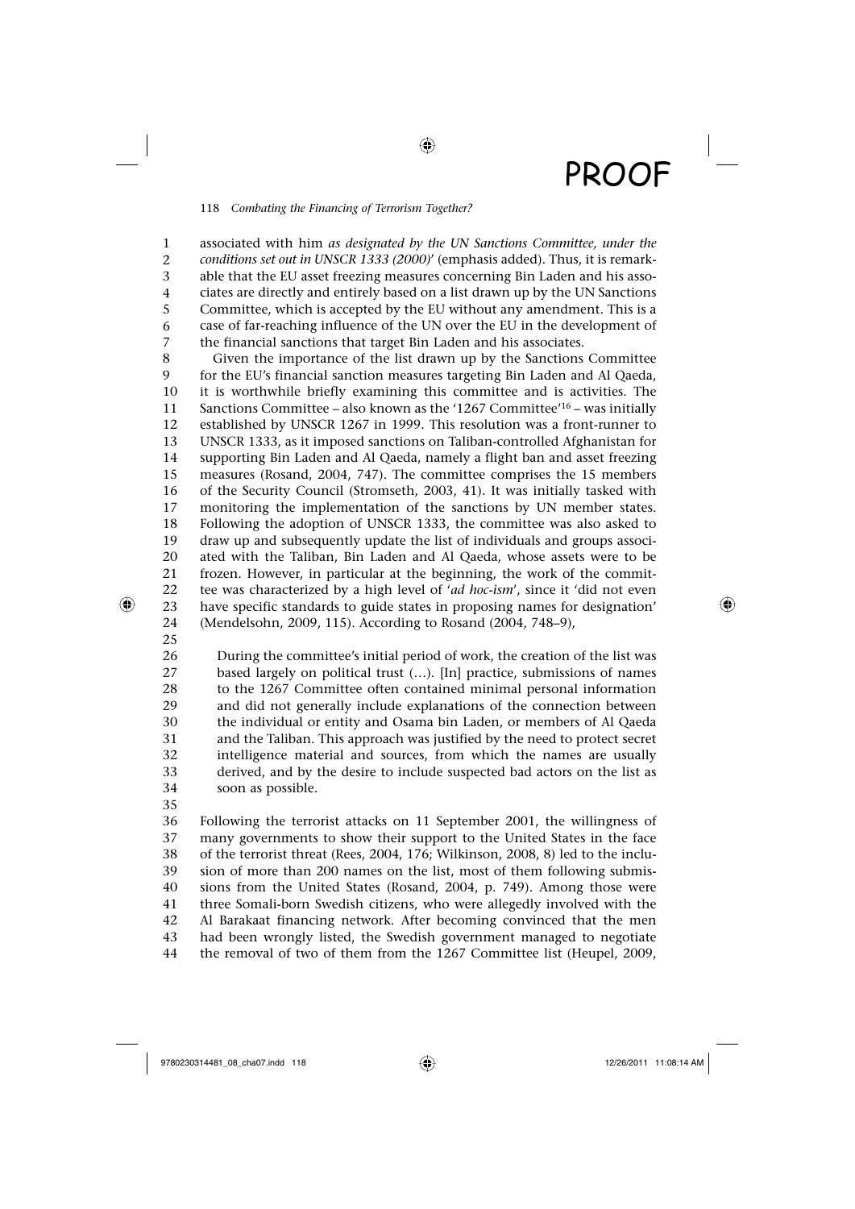associated with him *as designated by the UN Sanctions Committee, under the conditions set out in UNSCR 1333 (2000)*' (emphasis added). Thus, it is remarkable that the EU asset freezing measures concerning Bin Laden and his associates are directly and entirely based on a list drawn up by the UN Sanctions Committee, which is accepted by the EU without any amendment. This is a case of far-reaching influence of the UN over the EU in the development of the financial sanctions that target Bin Laden and his associates.

Given the importance of the list drawn up by the Sanctions Committee for the EU's financial sanction measures targeting Bin Laden and Al Qaeda, it is worthwhile briefly examining this committee and is activities. The Sanctions Committee – also known as the '1267 Committee'[16] – was initially established by UNSCR 1267 in 1999. This resolution was a front-runner to UNSCR 1333, as it imposed sanctions on Taliban-controlled Afghanistan for supporting Bin Laden and Al Qaeda, namely a flight ban and asset freezing measures (Rosand, 2004, 747). The committee comprises the 15 members of the Security Council (Stromseth, 2003, 41). It was initially tasked with monitoring the implementation of the sanctions by UN member states. Following the adoption of UNSCR 1333, the committee was also asked to draw up and subsequently update the list of individuals and groups associated with the Taliban, Bin Laden and Al Qaeda, whose assets were to be frozen. However, in particular at the beginning, the work of the committee was characterized by a high level of '*ad hoc-ism*', since it 'did not even have specific standards to guide states in proposing names for designation' (Mendelsohn, 2009, 115). According to Rosand (2004, 748–9),

> During the committee's initial period of work, the creation of the list was based largely on political trust (…). [In] practice, submissions of names to the 1267 Committee often contained minimal personal information and did not generally include explanations of the connection between the individual or entity and Osama bin Laden, or members of Al Qaeda and the Taliban. This approach was justified by the need to protect secret intelligence material and sources, from which the names are usually derived, and by the desire to include suspected bad actors on the list as soon as possible.

Following the terrorist attacks on 11 September 2001, the willingness of many governments to show their support to the United States in the face of the terrorist threat (Rees, 2004, 176; Wilkinson, 2008, 8) led to the inclusion of more than 200 names on the list, most of them following submissions from the United States (Rosand, 2004, p. 749). Among those were three Somali-born Swedish citizens, who were allegedly involved with the Al Barakaat financing network. After becoming convinced that the men had been wrongly listed, the Swedish government managed to negotiate the removal of two of them from the 1267 Committee list (Heupel, 2009,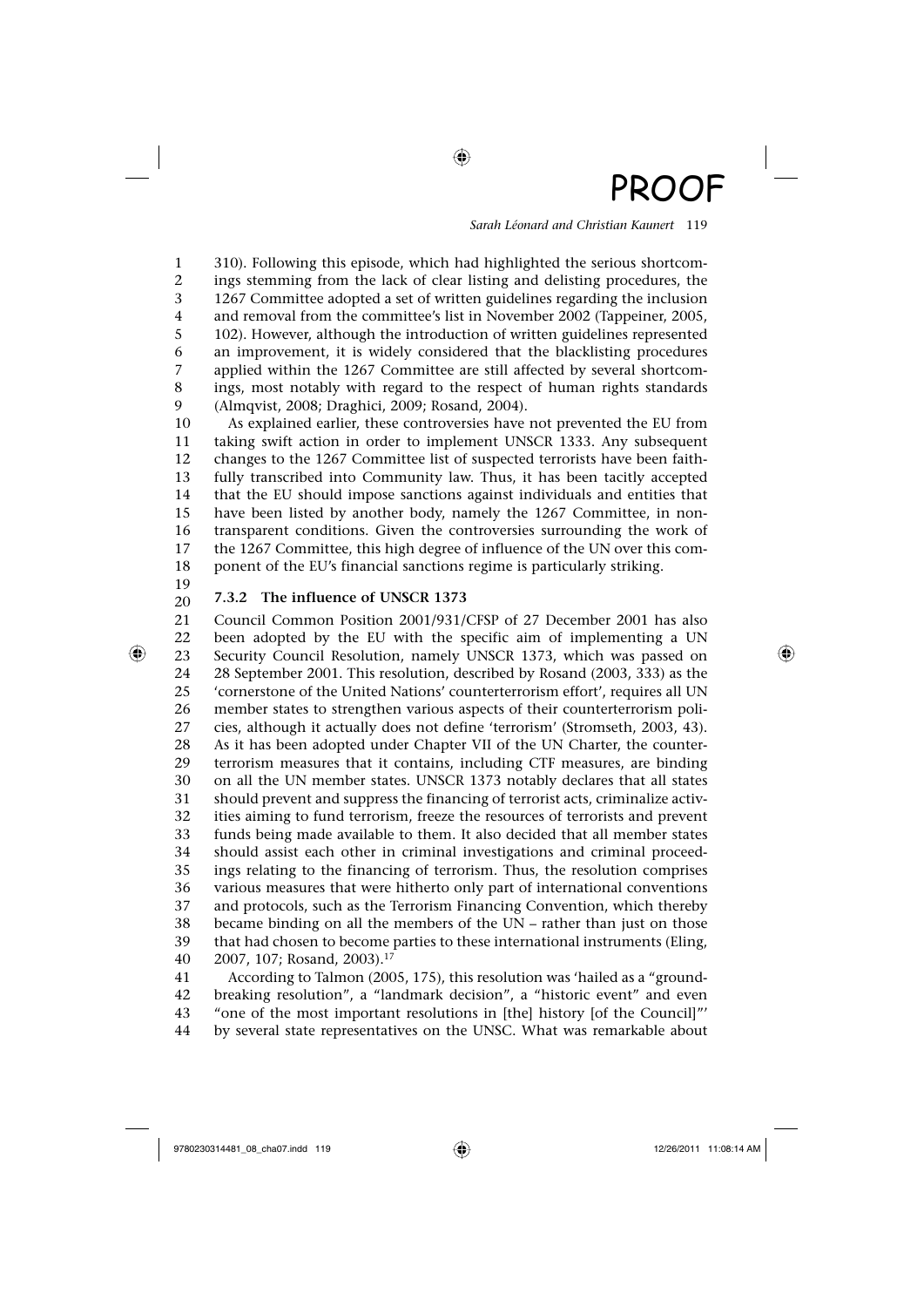310). Following this episode, which had highlighted the serious shortcomings stemming from the lack of clear listing and delisting procedures, the 1267 Committee adopted a set of written guidelines regarding the inclusion and removal from the committee's list in November 2002 (Tappeiner, 2005, 102). However, although the introduction of written guidelines represented an improvement, it is widely considered that the blacklisting procedures applied within the 1267 Committee are still affected by several shortcomings, most notably with regard to the respect of human rights standards (Almqvist, 2008; Draghici, 2009; Rosand, 2004).

As explained earlier, these controversies have not prevented the EU from taking swift action in order to implement UNSCR 1333. Any subsequent changes to the 1267 Committee list of suspected terrorists have been faithfully transcribed into Community law. Thus, it has been tacitly accepted that the EU should impose sanctions against individuals and entities that have been listed by another body, namely the 1267 Committee, in non-transparent conditions. Given the controversies surrounding the work of the 1267 Committee, this high degree of influence of the UN over this component of the EU's financial sanctions regime is particularly striking.

### 7.3.2 The influence of UNSCR 1373

Council Common Position 2001/931/CFSP of 27 December 2001 has also been adopted by the EU with the specific aim of implementing a UN Security Council Resolution, namely UNSCR 1373, which was passed on 28 September 2001. This resolution, described by Rosand (2003, 333) as the 'cornerstone of the United Nations' counterterrorism effort', requires all UN member states to strengthen various aspects of their counterterrorism policies, although it actually does not define 'terrorism' (Stromseth, 2003, 43). As it has been adopted under Chapter VII of the UN Charter, the counterterrorism measures that it contains, including CTF measures, are binding on all the UN member states. UNSCR 1373 notably declares that all states should prevent and suppress the financing of terrorist acts, criminalize activities aiming to fund terrorism, freeze the resources of terrorists and prevent funds being made available to them. It also decided that all member states should assist each other in criminal investigations and criminal proceedings relating to the financing of terrorism. Thus, the resolution comprises various measures that were hitherto only part of international conventions and protocols, such as the Terrorism Financing Convention, which thereby became binding on all the members of the UN – rather than just on those that had chosen to become parties to these international instruments (Eling, 2007, 107; Rosand, 2003).[17]

According to Talmon (2005, 175), this resolution was 'hailed as a "groundbreaking resolution", a "landmark decision", a "historic event" and even "one of the most important resolutions in [the] history [of the Council]"' by several state representatives on the UNSC. What was remarkable about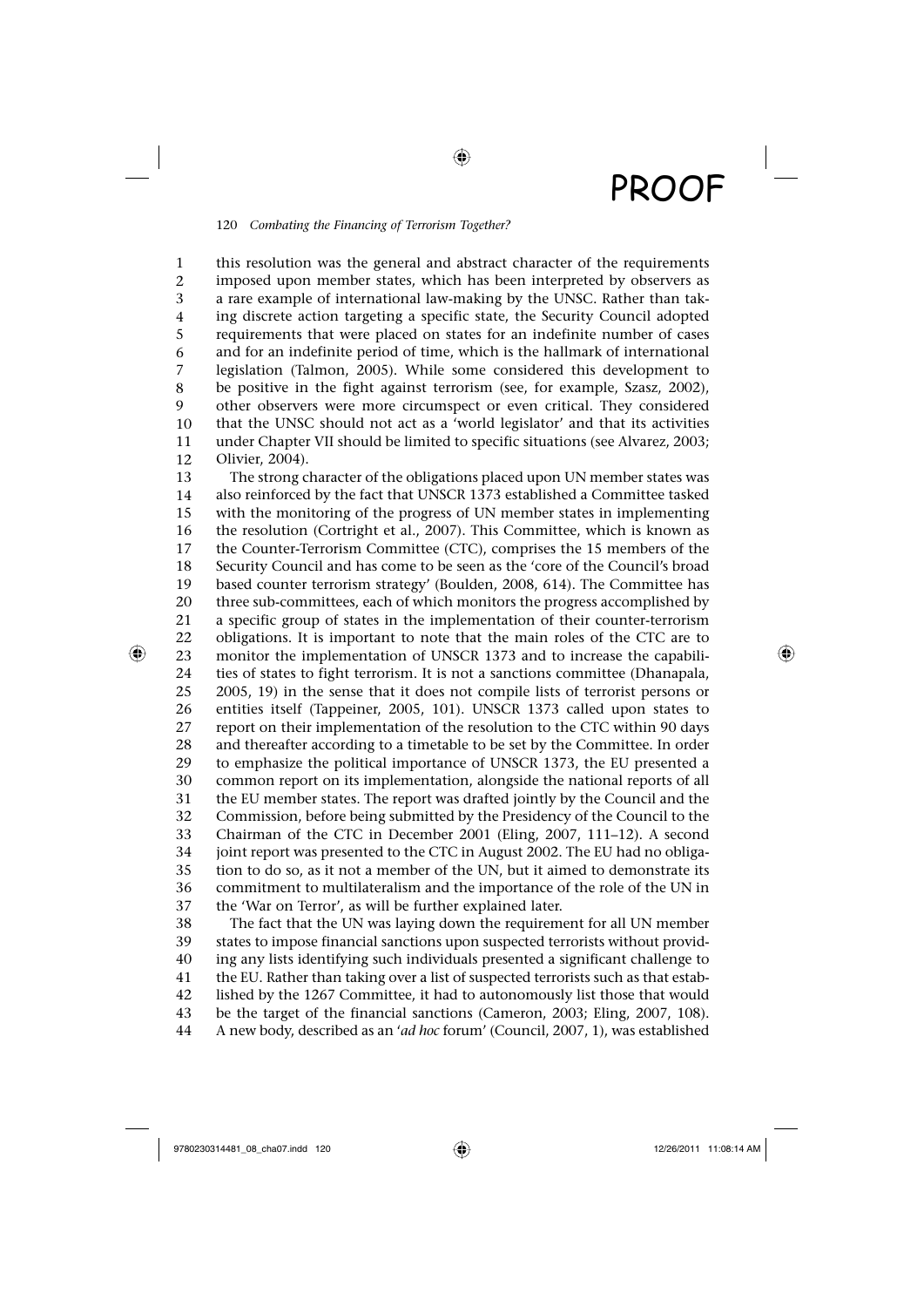this resolution was the general and abstract character of the requirements imposed upon member states, which has been interpreted by observers as a rare example of international law-making by the UNSC. Rather than taking discrete action targeting a specific state, the Security Council adopted requirements that were placed on states for an indefinite number of cases and for an indefinite period of time, which is the hallmark of international legislation (Talmon, 2005). While some considered this development to be positive in the fight against terrorism (see, for example, Szasz, 2002), other observers were more circumspect or even critical. They considered that the UNSC should not act as a 'world legislator' and that its activities under Chapter VII should be limited to specific situations (see Alvarez, 2003; Olivier, 2004).

The strong character of the obligations placed upon UN member states was also reinforced by the fact that UNSCR 1373 established a Committee tasked with the monitoring of the progress of UN member states in implementing the resolution (Cortright et al., 2007). This Committee, which is known as the Counter-Terrorism Committee (CTC), comprises the 15 members of the Security Council and has come to be seen as the 'core of the Council's broad based counter terrorism strategy' (Boulden, 2008, 614). The Committee has three sub-committees, each of which monitors the progress accomplished by a specific group of states in the implementation of their counter-terrorism obligations. It is important to note that the main roles of the CTC are to monitor the implementation of UNSCR 1373 and to increase the capabilities of states to fight terrorism. It is not a sanctions committee (Dhanapala, 2005, 19) in the sense that it does not compile lists of terrorist persons or entities itself (Tappeiner, 2005, 101). UNSCR 1373 called upon states to report on their implementation of the resolution to the CTC within 90 days and thereafter according to a timetable to be set by the Committee. In order to emphasize the political importance of UNSCR 1373, the EU presented a common report on its implementation, alongside the national reports of all the EU member states. The report was drafted jointly by the Council and the Commission, before being submitted by the Presidency of the Council to the Chairman of the CTC in December 2001 (Eling, 2007, 111–12). A second joint report was presented to the CTC in August 2002. The EU had no obligation to do so, as it not a member of the UN, but it aimed to demonstrate its commitment to multilateralism and the importance of the role of the UN in the 'War on Terror', as will be further explained later.

The fact that the UN was laying down the requirement for all UN member states to impose financial sanctions upon suspected terrorists without providing any lists identifying such individuals presented a significant challenge to the EU. Rather than taking over a list of suspected terrorists such as that established by the 1267 Committee, it had to autonomously list those that would be the target of the financial sanctions (Cameron, 2003; Eling, 2007, 108). A new body, described as an '*ad hoc* forum' (Council, 2007, 1), was established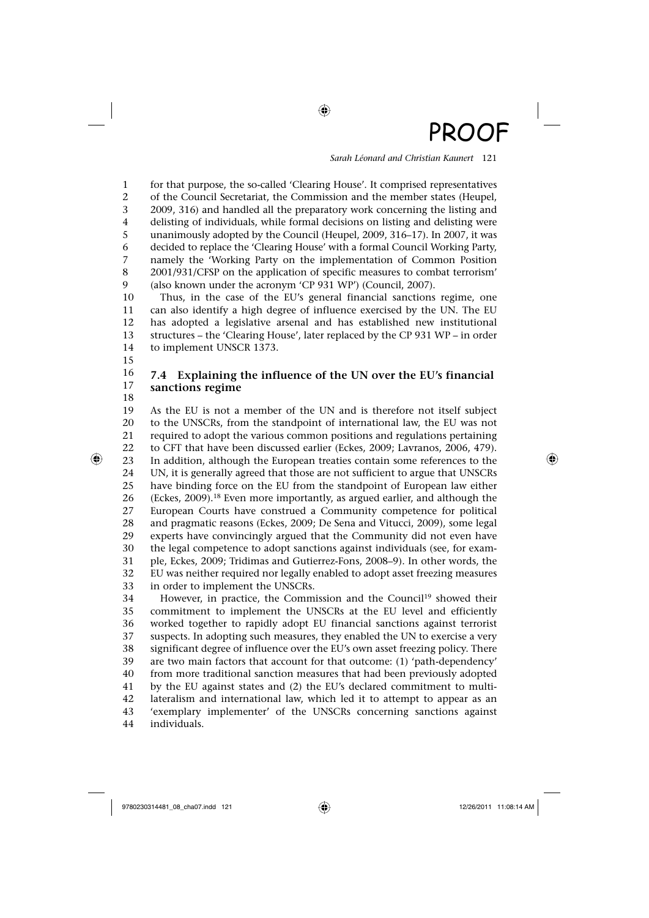for that purpose, the so-called 'Clearing House'. It comprised representatives of the Council Secretariat, the Commission and the member states (Heupel, 2009, 316) and handled all the preparatory work concerning the listing and delisting of individuals, while formal decisions on listing and delisting were unanimously adopted by the Council (Heupel, 2009, 316–17). In 2007, it was decided to replace the 'Clearing House' with a formal Council Working Party, namely the 'Working Party on the implementation of Common Position 2001/931/CFSP on the application of specific measures to combat terrorism' (also known under the acronym 'CP 931 WP') (Council, 2007).

Thus, in the case of the EU's general financial sanctions regime, one can also identify a high degree of influence exercised by the UN. The EU has adopted a legislative arsenal and has established new institutional structures – the 'Clearing House', later replaced by the CP 931 WP – in order to implement UNSCR 1373.

## 7.4 Explaining the influence of the UN over the EU's financial sanctions regime

As the EU is not a member of the UN and is therefore not itself subject to the UNSCRs, from the standpoint of international law, the EU was not required to adopt the various common positions and regulations pertaining to CFT that have been discussed earlier (Eckes, 2009; Lavranos, 2006, 479). In addition, although the European treaties contain some references to the UN, it is generally agreed that those are not sufficient to argue that UNSCRs have binding force on the EU from the standpoint of European law either (Eckes, 2009).[18] Even more importantly, as argued earlier, and although the European Courts have construed a Community competence for political and pragmatic reasons (Eckes, 2009; De Sena and Vitucci, 2009), some legal experts have convincingly argued that the Community did not even have the legal competence to adopt sanctions against individuals (see, for example, Eckes, 2009; Tridimas and Gutierrez-Fons, 2008–9). In other words, the EU was neither required nor legally enabled to adopt asset freezing measures in order to implement the UNSCRs.

However, in practice, the Commission and the Council[19] showed their commitment to implement the UNSCRs at the EU level and efficiently worked together to rapidly adopt EU financial sanctions against terrorist suspects. In adopting such measures, they enabled the UN to exercise a very significant degree of influence over the EU's own asset freezing policy. There are two main factors that account for that outcome: (1) 'path-dependency' from more traditional sanction measures that had been previously adopted by the EU against states and (2) the EU's declared commitment to multilateralism and international law, which led it to attempt to appear as an 'exemplary implementer' of the UNSCRs concerning sanctions against individuals.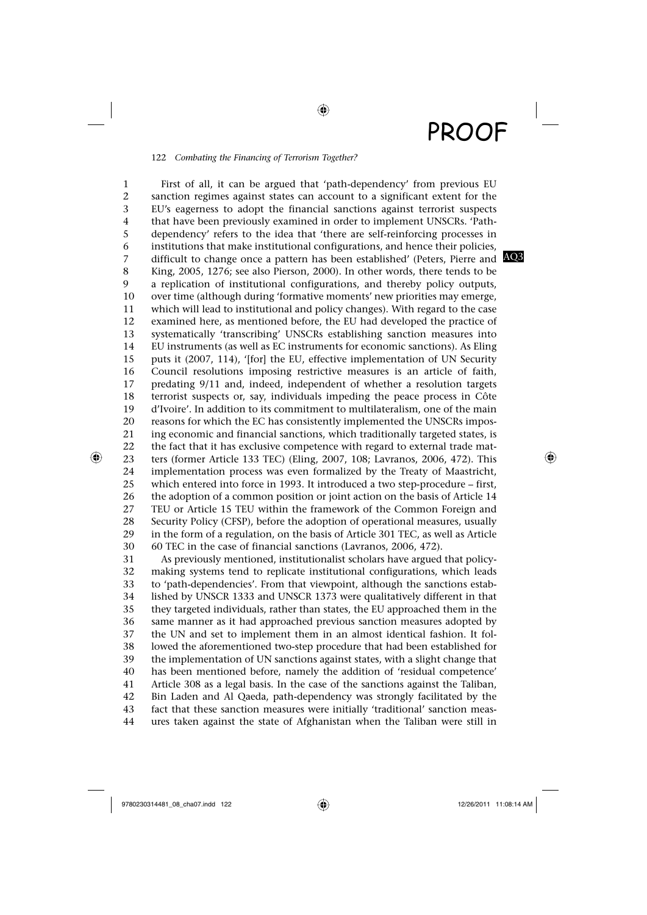First of all, it can be argued that 'path-dependency' from previous EU sanction regimes against states can account to a significant extent for the EU's eagerness to adopt the financial sanctions against terrorist suspects that have been previously examined in order to implement UNSCRs. 'Path-dependency' refers to the idea that 'there are self-reinforcing processes in institutions that make institutional configurations, and hence their policies, difficult to change once a pattern has been established' (Peters, Pierre and King, 2005, 1276; see also Pierson, 2000). In other words, there tends to be a replication of institutional configurations, and thereby policy outputs, over time (although during 'formative moments' new priorities may emerge, which will lead to institutional and policy changes). With regard to the case examined here, as mentioned before, the EU had developed the practice of systematically 'transcribing' UNSCRs establishing sanction measures into EU instruments (as well as EC instruments for economic sanctions). As Eling puts it (2007, 114), '[for] the EU, effective implementation of UN Security Council resolutions imposing restrictive measures is an article of faith, predating 9/11 and, indeed, independent of whether a resolution targets terrorist suspects or, say, individuals impeding the peace process in Côte d'Ivoire'. In addition to its commitment to multilateralism, one of the main reasons for which the EC has consistently implemented the UNSCRs imposing economic and financial sanctions, which traditionally targeted states, is the fact that it has exclusive competence with regard to external trade matters (former Article 133 TEC) (Eling, 2007, 108; Lavranos, 2006, 472). This implementation process was even formalized by the Treaty of Maastricht, which entered into force in 1993. It introduced a two step-procedure – first, the adoption of a common position or joint action on the basis of Article 14 TEU or Article 15 TEU within the framework of the Common Foreign and Security Policy (CFSP), before the adoption of operational measures, usually in the form of a regulation, on the basis of Article 301 TEC, as well as Article 60 TEC in the case of financial sanctions (Lavranos, 2006, 472).

As previously mentioned, institutionalist scholars have argued that policy-making systems tend to replicate institutional configurations, which leads to 'path-dependencies'. From that viewpoint, although the sanctions established by UNSCR 1333 and UNSCR 1373 were qualitatively different in that they targeted individuals, rather than states, the EU approached them in the same manner as it had approached previous sanction measures adopted by the UN and set to implement them in an almost identical fashion. It followed the aforementioned two-step procedure that had been established for the implementation of UN sanctions against states, with a slight change that has been mentioned before, namely the addition of 'residual competence' Article 308 as a legal basis. In the case of the sanctions against the Taliban, Bin Laden and Al Qaeda, path-dependency was strongly facilitated by the fact that these sanction measures were initially 'traditional' sanction measures taken against the state of Afghanistan when the Taliban were still in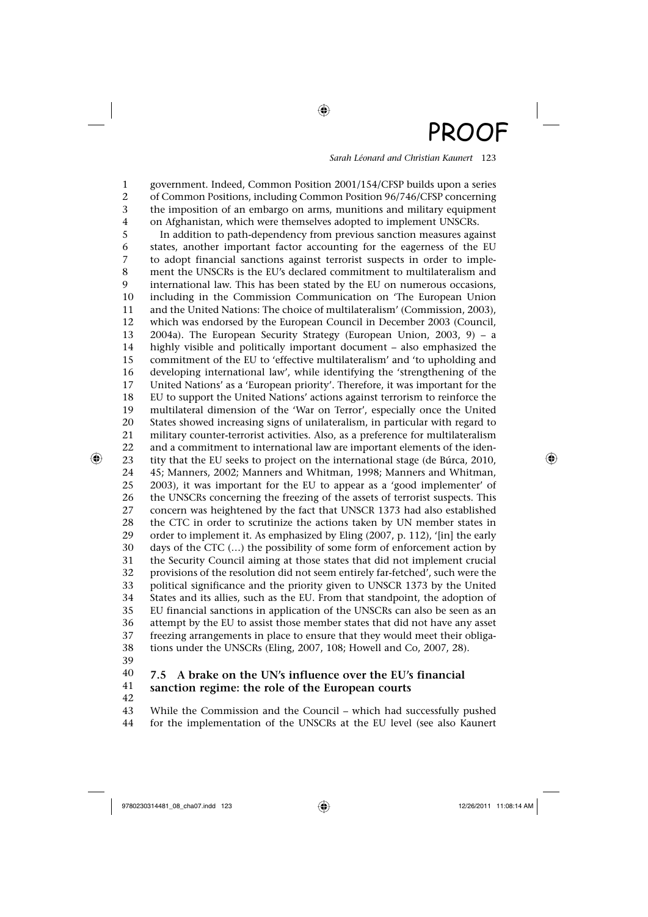government. Indeed, Common Position 2001/154/CFSP builds upon a series of Common Positions, including Common Position 96/746/CFSP concerning the imposition of an embargo on arms, munitions and military equipment on Afghanistan, which were themselves adopted to implement UNSCRs.

In addition to path-dependency from previous sanction measures against states, another important factor accounting for the eagerness of the EU to adopt financial sanctions against terrorist suspects in order to implement the UNSCRs is the EU's declared commitment to multilateralism and international law. This has been stated by the EU on numerous occasions, including in the Commission Communication on 'The European Union and the United Nations: The choice of multilateralism' (Commission, 2003), which was endorsed by the European Council in December 2003 (Council, 2004a). The European Security Strategy (European Union, 2003, 9) – a highly visible and politically important document – also emphasized the commitment of the EU to 'effective multilateralism' and 'to upholding and developing international law', while identifying the 'strengthening of the United Nations' as a 'European priority'. Therefore, it was important for the EU to support the United Nations' actions against terrorism to reinforce the multilateral dimension of the 'War on Terror', especially once the United States showed increasing signs of unilateralism, in particular with regard to military counter-terrorist activities. Also, as a preference for multilateralism and a commitment to international law are important elements of the identity that the EU seeks to project on the international stage (de Búrca, 2010, 45; Manners, 2002; Manners and Whitman, 1998; Manners and Whitman, 2003), it was important for the EU to appear as a 'good implementer' of the UNSCRs concerning the freezing of the assets of terrorist suspects. This concern was heightened by the fact that UNSCR 1373 had also established the CTC in order to scrutinize the actions taken by UN member states in order to implement it. As emphasized by Eling (2007, p. 112), '[in] the early days of the CTC (…) the possibility of some form of enforcement action by the Security Council aiming at those states that did not implement crucial provisions of the resolution did not seem entirely far-fetched', such were the political significance and the priority given to UNSCR 1373 by the United States and its allies, such as the EU. From that standpoint, the adoption of EU financial sanctions in application of the UNSCRs can also be seen as an attempt by the EU to assist those member states that did not have any asset freezing arrangements in place to ensure that they would meet their obligations under the UNSCRs (Eling, 2007, 108; Howell and Co, 2007, 28).

## 7.5 A brake on the UN's influence over the EU's financial sanction regime: the role of the European courts

While the Commission and the Council – which had successfully pushed for the implementation of the UNSCRs at the EU level (see also Kaunert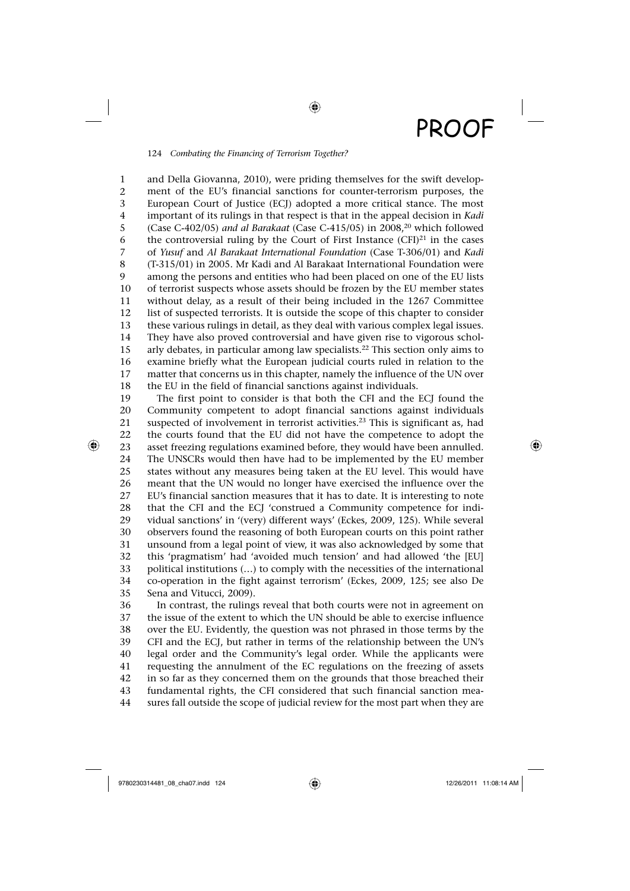and Della Giovanna, 2010), were priding themselves for the swift development of the EU's financial sanctions for counter-terrorism purposes, the European Court of Justice (ECJ) adopted a more critical stance. The most important of its rulings in that respect is that in the appeal decision in *Kadi* (Case C-402/05) *and al Barakaat* (Case C-415/05) in 2008,[20] which followed the controversial ruling by the Court of First Instance (CFI)[21] in the cases of *Yusuf* and *Al Barakaat International Foundation* (Case T-306/01) and *Kadi* (T-315/01) in 2005. Mr Kadi and Al Barakaat International Foundation were among the persons and entities who had been placed on one of the EU lists of terrorist suspects whose assets should be frozen by the EU member states without delay, as a result of their being included in the 1267 Committee list of suspected terrorists. It is outside the scope of this chapter to consider these various rulings in detail, as they deal with various complex legal issues. They have also proved controversial and have given rise to vigorous scholarly debates, in particular among law specialists.[22] This section only aims to examine briefly what the European judicial courts ruled in relation to the matter that concerns us in this chapter, namely the influence of the UN over the EU in the field of financial sanctions against individuals.

The first point to consider is that both the CFI and the ECJ found the Community competent to adopt financial sanctions against individuals suspected of involvement in terrorist activities.[23] This is significant as, had the courts found that the EU did not have the competence to adopt the asset freezing regulations examined before, they would have been annulled. The UNSCRs would then have had to be implemented by the EU member states without any measures being taken at the EU level. This would have meant that the UN would no longer have exercised the influence over the EU's financial sanction measures that it has to date. It is interesting to note that the CFI and the ECJ 'construed a Community competence for individual sanctions' in '(very) different ways' (Eckes, 2009, 125). While several observers found the reasoning of both European courts on this point rather unsound from a legal point of view, it was also acknowledged by some that this 'pragmatism' had 'avoided much tension' and had allowed 'the [EU] political institutions (…) to comply with the necessities of the international co-operation in the fight against terrorism' (Eckes, 2009, 125; see also De Sena and Vitucci, 2009).

In contrast, the rulings reveal that both courts were not in agreement on the issue of the extent to which the UN should be able to exercise influence over the EU. Evidently, the question was not phrased in those terms by the CFI and the ECJ, but rather in terms of the relationship between the UN's legal order and the Community's legal order. While the applicants were requesting the annulment of the EC regulations on the freezing of assets in so far as they concerned them on the grounds that those breached their fundamental rights, the CFI considered that such financial sanction measures fall outside the scope of judicial review for the most part when they are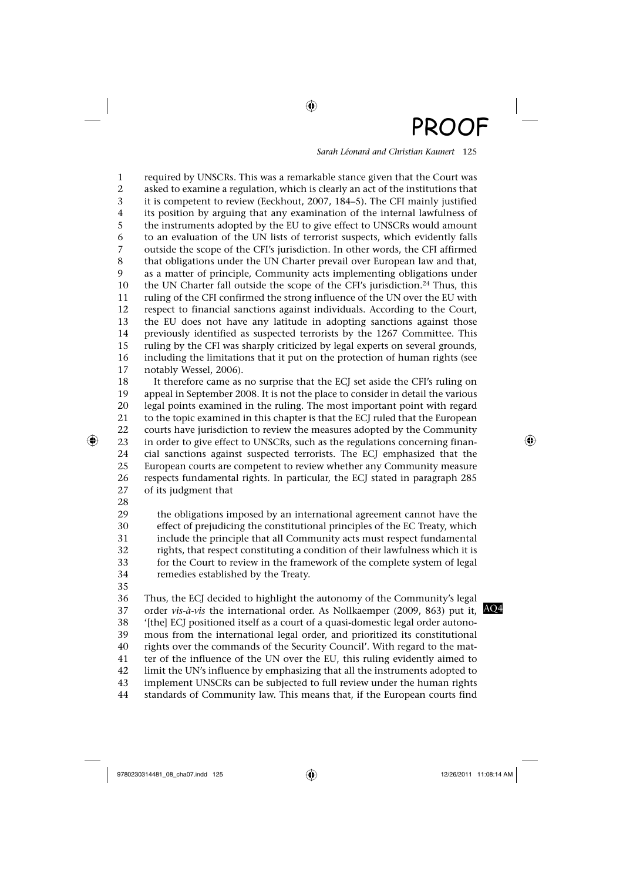required by UNSCRs. This was a remarkable stance given that the Court was asked to examine a regulation, which is clearly an act of the institutions that it is competent to review (Eeckhout, 2007, 184–5). The CFI mainly justified its position by arguing that any examination of the internal lawfulness of the instruments adopted by the EU to give effect to UNSCRs would amount to an evaluation of the UN lists of terrorist suspects, which evidently falls outside the scope of the CFI's jurisdiction. In other words, the CFI affirmed that obligations under the UN Charter prevail over European law and that, as a matter of principle, Community acts implementing obligations under the UN Charter fall outside the scope of the CFI's jurisdiction.[24] Thus, this ruling of the CFI confirmed the strong influence of the UN over the EU with respect to financial sanctions against individuals. According to the Court, the EU does not have any latitude in adopting sanctions against those previously identified as suspected terrorists by the 1267 Committee. This ruling by the CFI was sharply criticized by legal experts on several grounds, including the limitations that it put on the protection of human rights (see notably Wessel, 2006).

It therefore came as no surprise that the ECJ set aside the CFI's ruling on appeal in September 2008. It is not the place to consider in detail the various legal points examined in the ruling. The most important point with regard to the topic examined in this chapter is that the ECJ ruled that the European courts have jurisdiction to review the measures adopted by the Community in order to give effect to UNSCRs, such as the regulations concerning financial sanctions against suspected terrorists. The ECJ emphasized that the European courts are competent to review whether any Community measure respects fundamental rights. In particular, the ECJ stated in paragraph 285 of its judgment that

> the obligations imposed by an international agreement cannot have the effect of prejudicing the constitutional principles of the EC Treaty, which include the principle that all Community acts must respect fundamental rights, that respect constituting a condition of their lawfulness which it is for the Court to review in the framework of the complete system of legal remedies established by the Treaty.

Thus, the ECJ decided to highlight the autonomy of the Community's legal order *vis-à-vis* the international order. As Nollkaemper (2009, 863) put it, '[the] ECJ positioned itself as a court of a quasi-domestic legal order autonomous from the international legal order, and prioritized its constitutional rights over the commands of the Security Council'. With regard to the matter of the influence of the UN over the EU, this ruling evidently aimed to limit the UN's influence by emphasizing that all the instruments adopted to implement UNSCRs can be subjected to full review under the human rights standards of Community law. This means that, if the European courts find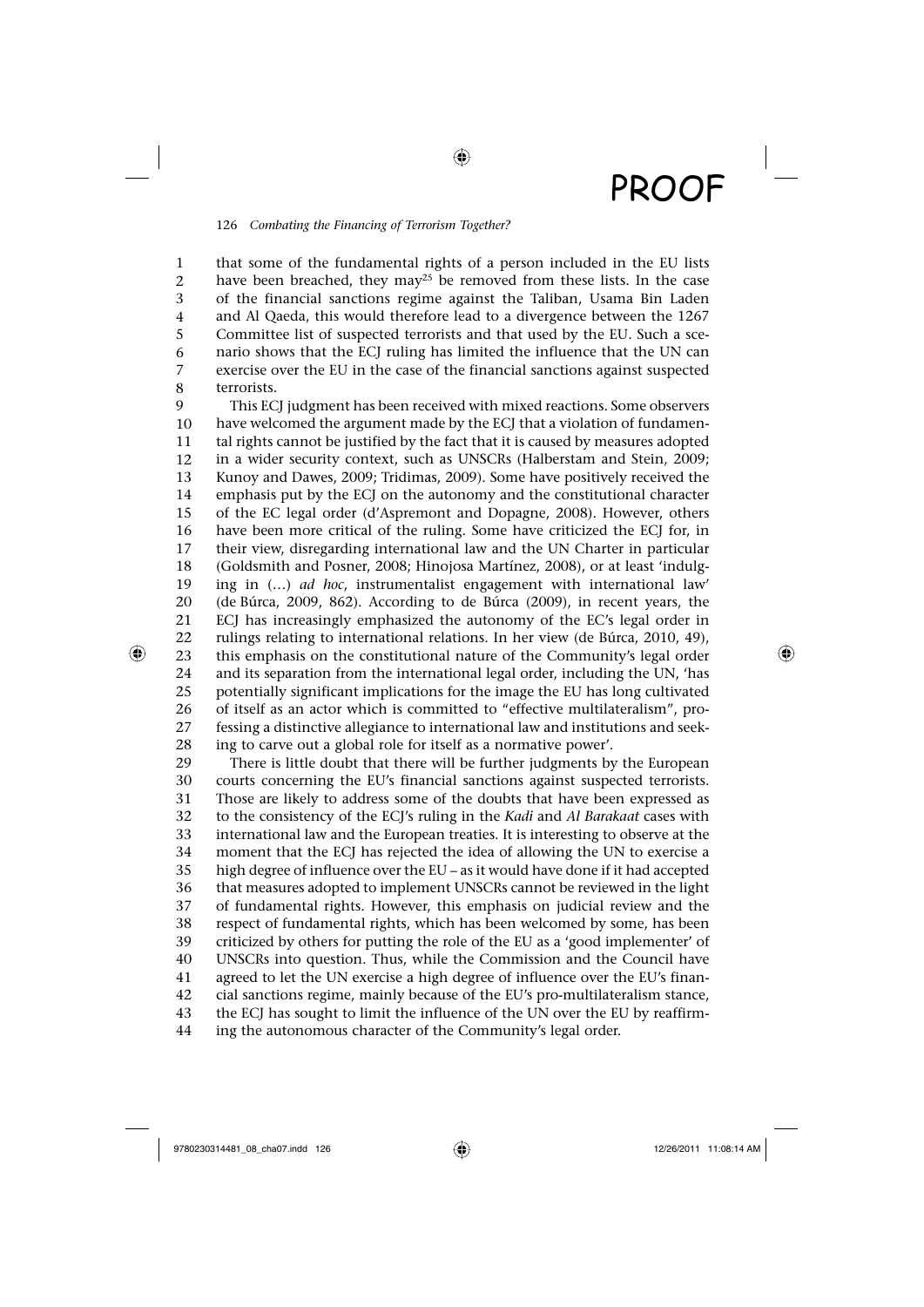that some of the fundamental rights of a person included in the EU lists have been breached, they may[25] be removed from these lists. In the case of the financial sanctions regime against the Taliban, Usama Bin Laden and Al Qaeda, this would therefore lead to a divergence between the 1267 Committee list of suspected terrorists and that used by the EU. Such a scenario shows that the ECJ ruling has limited the influence that the UN can exercise over the EU in the case of the financial sanctions against suspected terrorists.

This ECJ judgment has been received with mixed reactions. Some observers have welcomed the argument made by the ECJ that a violation of fundamental rights cannot be justified by the fact that it is caused by measures adopted in a wider security context, such as UNSCRs (Halberstam and Stein, 2009; Kunoy and Dawes, 2009; Tridimas, 2009). Some have positively received the emphasis put by the ECJ on the autonomy and the constitutional character of the EC legal order (d'Aspremont and Dopagne, 2008). However, others have been more critical of the ruling. Some have criticized the ECJ for, in their view, disregarding international law and the UN Charter in particular (Goldsmith and Posner, 2008; Hinojosa Martínez, 2008), or at least 'indulging in (…) *ad hoc*, instrumentalist engagement with international law' (de Búrca, 2009, 862). According to de Búrca (2009), in recent years, the ECJ has increasingly emphasized the autonomy of the EC's legal order in rulings relating to international relations. In her view (de Búrca, 2010, 49), this emphasis on the constitutional nature of the Community's legal order and its separation from the international legal order, including the UN, 'has potentially significant implications for the image the EU has long cultivated of itself as an actor which is committed to "effective multilateralism", professing a distinctive allegiance to international law and institutions and seeking to carve out a global role for itself as a normative power'.

There is little doubt that there will be further judgments by the European courts concerning the EU's financial sanctions against suspected terrorists. Those are likely to address some of the doubts that have been expressed as to the consistency of the ECJ's ruling in the *Kadi* and *Al Barakaat* cases with international law and the European treaties. It is interesting to observe at the moment that the ECJ has rejected the idea of allowing the UN to exercise a high degree of influence over the EU – as it would have done if it had accepted that measures adopted to implement UNSCRs cannot be reviewed in the light of fundamental rights. However, this emphasis on judicial review and the respect of fundamental rights, which has been welcomed by some, has been criticized by others for putting the role of the EU as a 'good implementer' of UNSCRs into question. Thus, while the Commission and the Council have agreed to let the UN exercise a high degree of influence over the EU's financial sanctions regime, mainly because of the EU's pro-multilateralism stance, the ECJ has sought to limit the influence of the UN over the EU by reaffirming the autonomous character of the Community's legal order.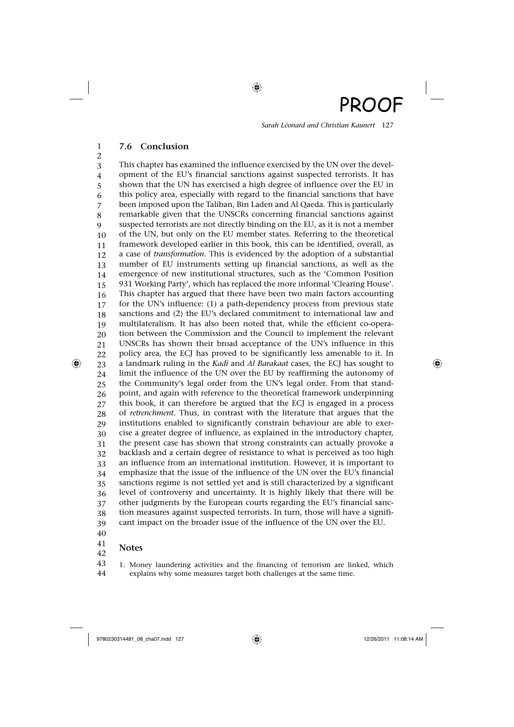## 7.6 Conclusion

This chapter has examined the influence exercised by the UN over the development of the EU's financial sanctions against suspected terrorists. It has shown that the UN has exercised a high degree of influence over the EU in this policy area, especially with regard to the financial sanctions that have been imposed upon the Taliban, Bin Laden and Al Qaeda. This is particularly remarkable given that the UNSCRs concerning financial sanctions against suspected terrorists are not directly binding on the EU, as it is not a member of the UN, but only on the EU member states. Referring to the theoretical framework developed earlier in this book, this can be identified, overall, as a case of *transformation*. This is evidenced by the adoption of a substantial number of EU instruments setting up financial sanctions, as well as the emergence of new institutional structures, such as the 'Common Position 931 Working Party', which has replaced the more informal 'Clearing House'. This chapter has argued that there have been two main factors accounting for the UN's influence: (1) a path-dependency process from previous state sanctions and (2) the EU's declared commitment to international law and multilateralism. It has also been noted that, while the efficient co-operation between the Commission and the Council to implement the relevant UNSCRs has shown their broad acceptance of the UN's influence in this policy area, the ECJ has proved to be significantly less amenable to it. In a landmark ruling in the *Kadi* and *Al Barakaat* cases, the ECJ has sought to limit the influence of the UN over the EU by reaffirming the autonomy of the Community's legal order from the UN's legal order. From that standpoint, and again with reference to the theoretical framework underpinning this book, it can therefore be argued that the ECJ is engaged in a process of *retrenchment*. Thus, in contrast with the literature that argues that the institutions enabled to significantly constrain behaviour are able to exercise a greater degree of influence, as explained in the introductory chapter, the present case has shown that strong constraints can actually provoke a backlash and a certain degree of resistance to what is perceived as too high an influence from an international institution. However, it is important to emphasize that the issue of the influence of the UN over the EU's financial sanctions regime is not settled yet and is still characterized by a significant level of controversy and uncertainty. It is highly likely that there will be other judgments by the European courts regarding the EU's financial sanction measures against suspected terrorists. In turn, those will have a significant impact on the broader issue of the influence of the UN over the EU.

## Notes

1. Money laundering activities and the financing of terrorism are linked, which explains why some measures target both challenges at the same time.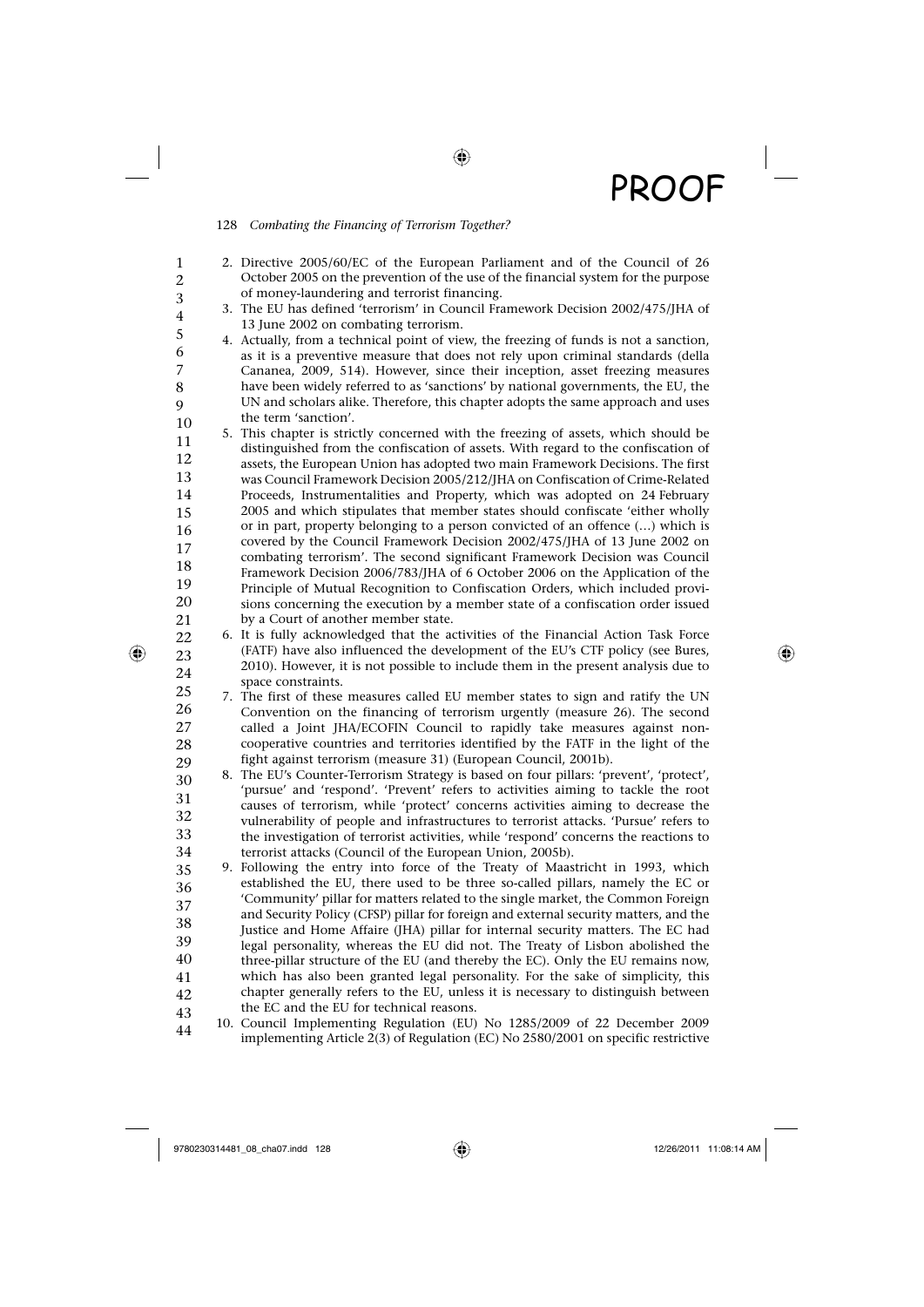2. Directive 2005/60/EC of the European Parliament and of the Council of 26 October 2005 on the prevention of the use of the financial system for the purpose of money-laundering and terrorist financing.
3. The EU has defined 'terrorism' in Council Framework Decision 2002/475/JHA of 13 June 2002 on combating terrorism.
4. Actually, from a technical point of view, the freezing of funds is not a sanction, as it is a preventive measure that does not rely upon criminal standards (della Cananea, 2009, 514). However, since their inception, asset freezing measures have been widely referred to as 'sanctions' by national governments, the EU, the UN and scholars alike. Therefore, this chapter adopts the same approach and uses the term 'sanction'.
5. This chapter is strictly concerned with the freezing of assets, which should be distinguished from the confiscation of assets. With regard to the confiscation of assets, the European Union has adopted two main Framework Decisions. The first was Council Framework Decision 2005/212/JHA on Confiscation of Crime-Related Proceeds, Instrumentalities and Property, which was adopted on 24 February 2005 and which stipulates that member states should confiscate 'either wholly or in part, property belonging to a person convicted of an offence (…) which is covered by the Council Framework Decision 2002/475/JHA of 13 June 2002 on combating terrorism'. The second significant Framework Decision was Council Framework Decision 2006/783/JHA of 6 October 2006 on the Application of the Principle of Mutual Recognition to Confiscation Orders, which included provisions concerning the execution by a member state of a confiscation order issued by a Court of another member state.
6. It is fully acknowledged that the activities of the Financial Action Task Force (FATF) have also influenced the development of the EU's CTF policy (see Bures, 2010). However, it is not possible to include them in the present analysis due to space constraints.
7. The first of these measures called EU member states to sign and ratify the UN Convention on the financing of terrorism urgently (measure 26). The second called a Joint JHA/ECOFIN Council to rapidly take measures against non-cooperative countries and territories identified by the FATF in the light of the fight against terrorism (measure 31) (European Council, 2001b).
8. The EU's Counter-Terrorism Strategy is based on four pillars: 'prevent', 'protect', 'pursue' and 'respond'. 'Prevent' refers to activities aiming to tackle the root causes of terrorism, while 'protect' concerns activities aiming to decrease the vulnerability of people and infrastructures to terrorist attacks. 'Pursue' refers to the investigation of terrorist activities, while 'respond' concerns the reactions to terrorist attacks (Council of the European Union, 2005b).
9. Following the entry into force of the Treaty of Maastricht in 1993, which established the EU, there used to be three so-called pillars, namely the EC or 'Community' pillar for matters related to the single market, the Common Foreign and Security Policy (CFSP) pillar for foreign and external security matters, and the Justice and Home Affaire (JHA) pillar for internal security matters. The EC had legal personality, whereas the EU did not. The Treaty of Lisbon abolished the three-pillar structure of the EU (and thereby the EC). Only the EU remains now, which has also been granted legal personality. For the sake of simplicity, this chapter generally refers to the EU, unless it is necessary to distinguish between the EC and the EU for technical reasons.
10. Council Implementing Regulation (EU) No 1285/2009 of 22 December 2009 implementing Article 2(3) of Regulation (EC) No 2580/2001 on specific restrictive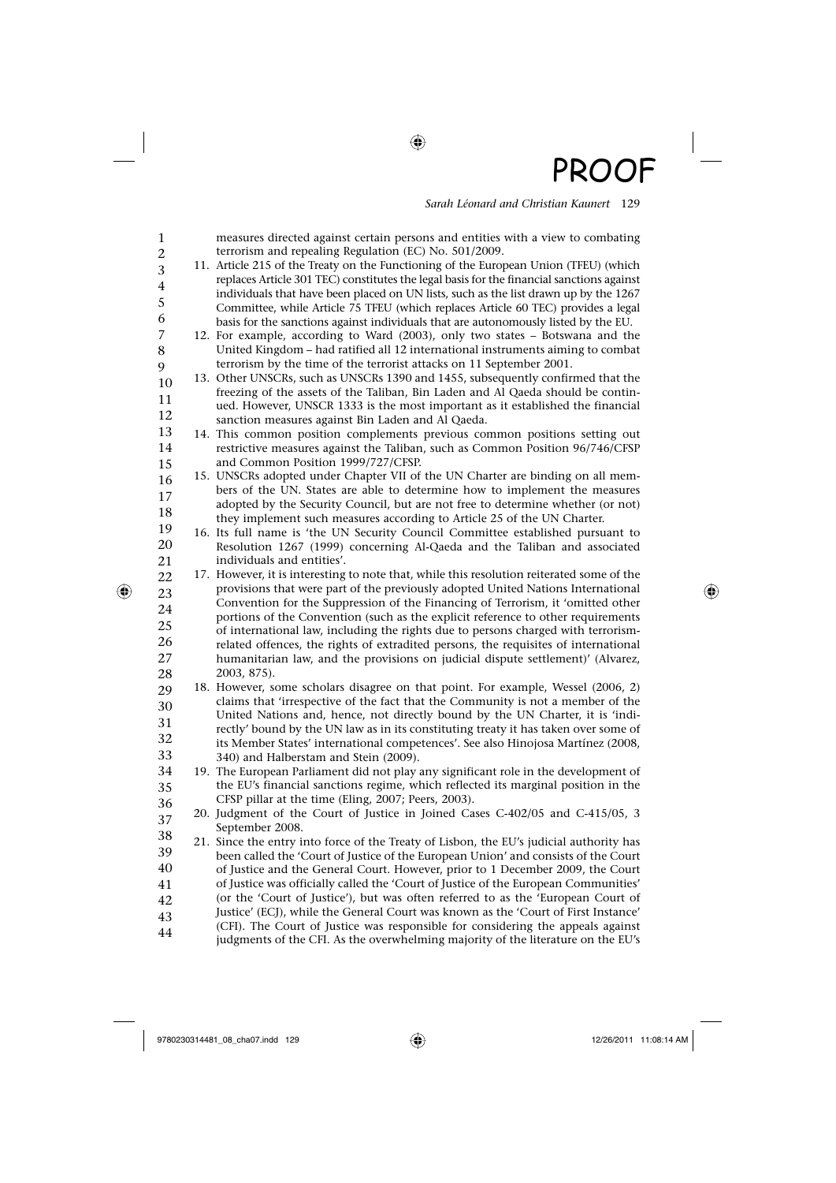measures directed against certain persons and entities with a view to combating terrorism and repealing Regulation (EC) No. 501/2009.

11. Article 215 of the Treaty on the Functioning of the European Union (TFEU) (which replaces Article 301 TEC) constitutes the legal basis for the financial sanctions against individuals that have been placed on UN lists, such as the list drawn up by the 1267 Committee, while Article 75 TFEU (which replaces Article 60 TEC) provides a legal basis for the sanctions against individuals that are autonomously listed by the EU.
12. For example, according to Ward (2003), only two states – Botswana and the United Kingdom – had ratified all 12 international instruments aiming to combat terrorism by the time of the terrorist attacks on 11 September 2001.
13. Other UNSCRs, such as UNSCRs 1390 and 1455, subsequently confirmed that the freezing of the assets of the Taliban, Bin Laden and Al Qaeda should be continued. However, UNSCR 1333 is the most important as it established the financial sanction measures against Bin Laden and Al Qaeda.
14. This common position complements previous common positions setting out restrictive measures against the Taliban, such as Common Position 96/746/CFSP and Common Position 1999/727/CFSP.
15. UNSCRs adopted under Chapter VII of the UN Charter are binding on all members of the UN. States are able to determine how to implement the measures adopted by the Security Council, but are not free to determine whether (or not) they implement such measures according to Article 25 of the UN Charter.
16. Its full name is 'the UN Security Council Committee established pursuant to Resolution 1267 (1999) concerning Al-Qaeda and the Taliban and associated individuals and entities'.
17. However, it is interesting to note that, while this resolution reiterated some of the provisions that were part of the previously adopted United Nations International Convention for the Suppression of the Financing of Terrorism, it 'omitted other portions of the Convention (such as the explicit reference to other requirements of international law, including the rights due to persons charged with terrorism-related offences, the rights of extradited persons, the requisites of international humanitarian law, and the provisions on judicial dispute settlement)' (Alvarez, 2003, 875).
18. However, some scholars disagree on that point. For example, Wessel (2006, 2) claims that 'irrespective of the fact that the Community is not a member of the United Nations and, hence, not directly bound by the UN Charter, it is 'indirectly' bound by the UN law as in its constituting treaty it has taken over some of its Member States' international competences'. See also Hinojosa Martínez (2008, 340) and Halberstam and Stein (2009).
19. The European Parliament did not play any significant role in the development of the EU's financial sanctions regime, which reflected its marginal position in the CFSP pillar at the time (Eling, 2007; Peers, 2003).
20. Judgment of the Court of Justice in Joined Cases C-402/05 and C-415/05, 3 September 2008.
21. Since the entry into force of the Treaty of Lisbon, the EU's judicial authority has been called the 'Court of Justice of the European Union' and consists of the Court of Justice and the General Court. However, prior to 1 December 2009, the Court of Justice was officially called the 'Court of Justice of the European Communities' (or the 'Court of Justice'), but was often referred to as the 'European Court of Justice' (ECJ), while the General Court was known as the 'Court of First Instance' (CFI). The Court of Justice was responsible for considering the appeals against judgments of the CFI. As the overwhelming majority of the literature on the EU's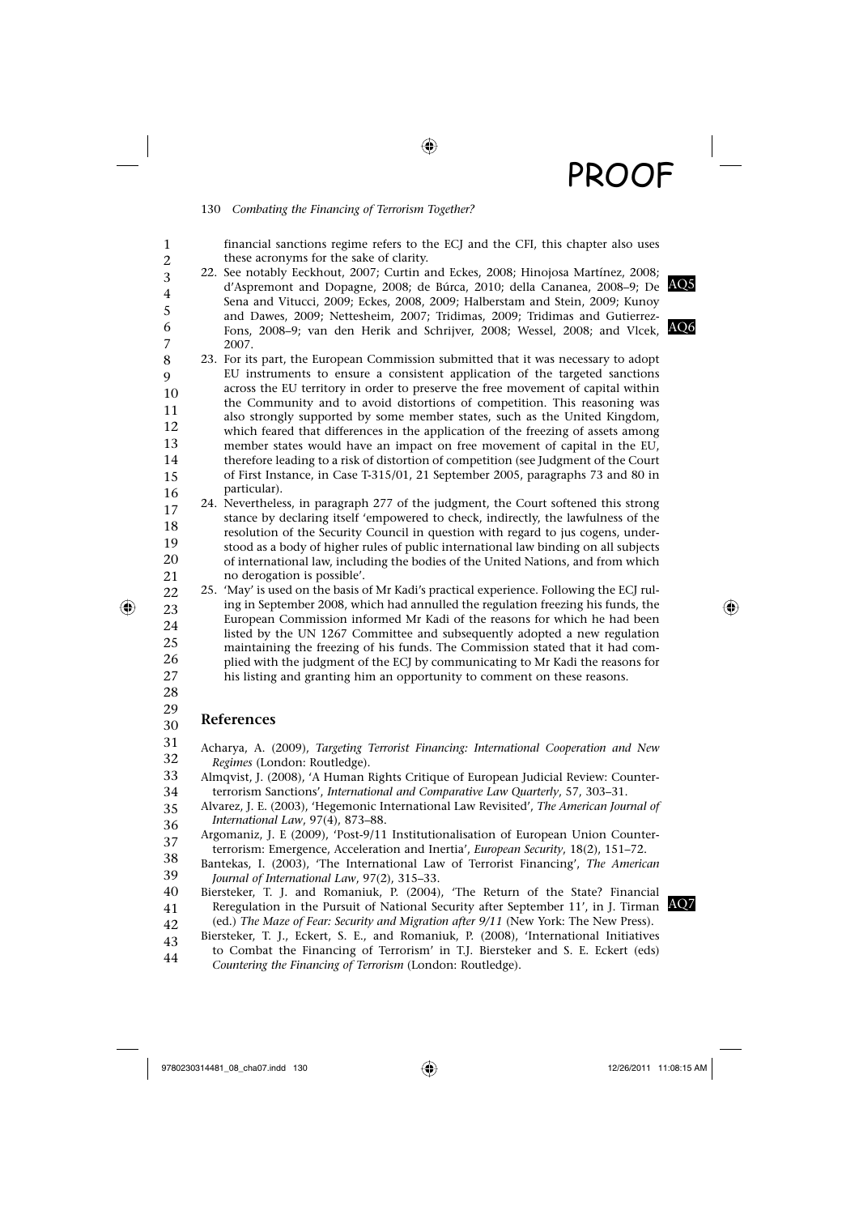financial sanctions regime refers to the ECJ and the CFI, this chapter also uses these acronyms for the sake of clarity.

22. See notably Eeckhout, 2007; Curtin and Eckes, 2008; Hinojosa Martínez, 2008; d'Aspremont and Dopagne, 2008; de Búrca, 2010; della Cananea, 2008–9; De Sena and Vitucci, 2009; Eckes, 2008, 2009; Halberstam and Stein, 2009; Kunoy and Dawes, 2009; Nettesheim, 2007; Tridimas, 2009; Tridimas and Gutierrez-Fons, 2008–9; van den Herik and Schrijver, 2008; Wessel, 2008; and Vlcek, 2007.
23. For its part, the European Commission submitted that it was necessary to adopt EU instruments to ensure a consistent application of the targeted sanctions across the EU territory in order to preserve the free movement of capital within the Community and to avoid distortions of competition. This reasoning was also strongly supported by some member states, such as the United Kingdom, which feared that differences in the application of the freezing of assets among member states would have an impact on free movement of capital in the EU, therefore leading to a risk of distortion of competition (see Judgment of the Court of First Instance, in Case T-315/01, 21 September 2005, paragraphs 73 and 80 in particular).
24. Nevertheless, in paragraph 277 of the judgment, the Court softened this strong stance by declaring itself 'empowered to check, indirectly, the lawfulness of the resolution of the Security Council in question with regard to jus cogens, understood as a body of higher rules of public international law binding on all subjects of international law, including the bodies of the United Nations, and from which no derogation is possible'.
25. 'May' is used on the basis of Mr Kadi's practical experience. Following the ECJ ruling in September 2008, which had annulled the regulation freezing his funds, the European Commission informed Mr Kadi of the reasons for which he had been listed by the UN 1267 Committee and subsequently adopted a new regulation maintaining the freezing of his funds. The Commission stated that it had complied with the judgment of the ECJ by communicating to Mr Kadi the reasons for his listing and granting him an opportunity to comment on these reasons.

## References

Acharya, A. (2009), *Targeting Terrorist Financing: International Cooperation and New Regimes* (London: Routledge).

Almqvist, J. (2008), 'A Human Rights Critique of European Judicial Review: Counter-terrorism Sanctions', *International and Comparative Law Quarterly*, 57, 303–31.

Alvarez, J. E. (2003), 'Hegemonic International Law Revisited', *The American Journal of International Law*, 97(4), 873–88.

Argomaniz, J. E (2009), 'Post-9/11 Institutionalisation of European Union Counter-terrorism: Emergence, Acceleration and Inertia', *European Security*, 18(2), 151–72.

Bantekas, I. (2003), 'The International Law of Terrorist Financing', *The American Journal of International Law*, 97(2), 315–33.

Biersteker, T. J. and Romaniuk, P. (2004), 'The Return of the State? Financial Reregulation in the Pursuit of National Security after September 11', in J. Tirman (ed.) *The Maze of Fear: Security and Migration after 9/11* (New York: The New Press).

Biersteker, T. J., Eckert, S. E., and Romaniuk, P. (2008), 'International Initiatives to Combat the Financing of Terrorism' in T.J. Biersteker and S. E. Eckert (eds) *Countering the Financing of Terrorism* (London: Routledge).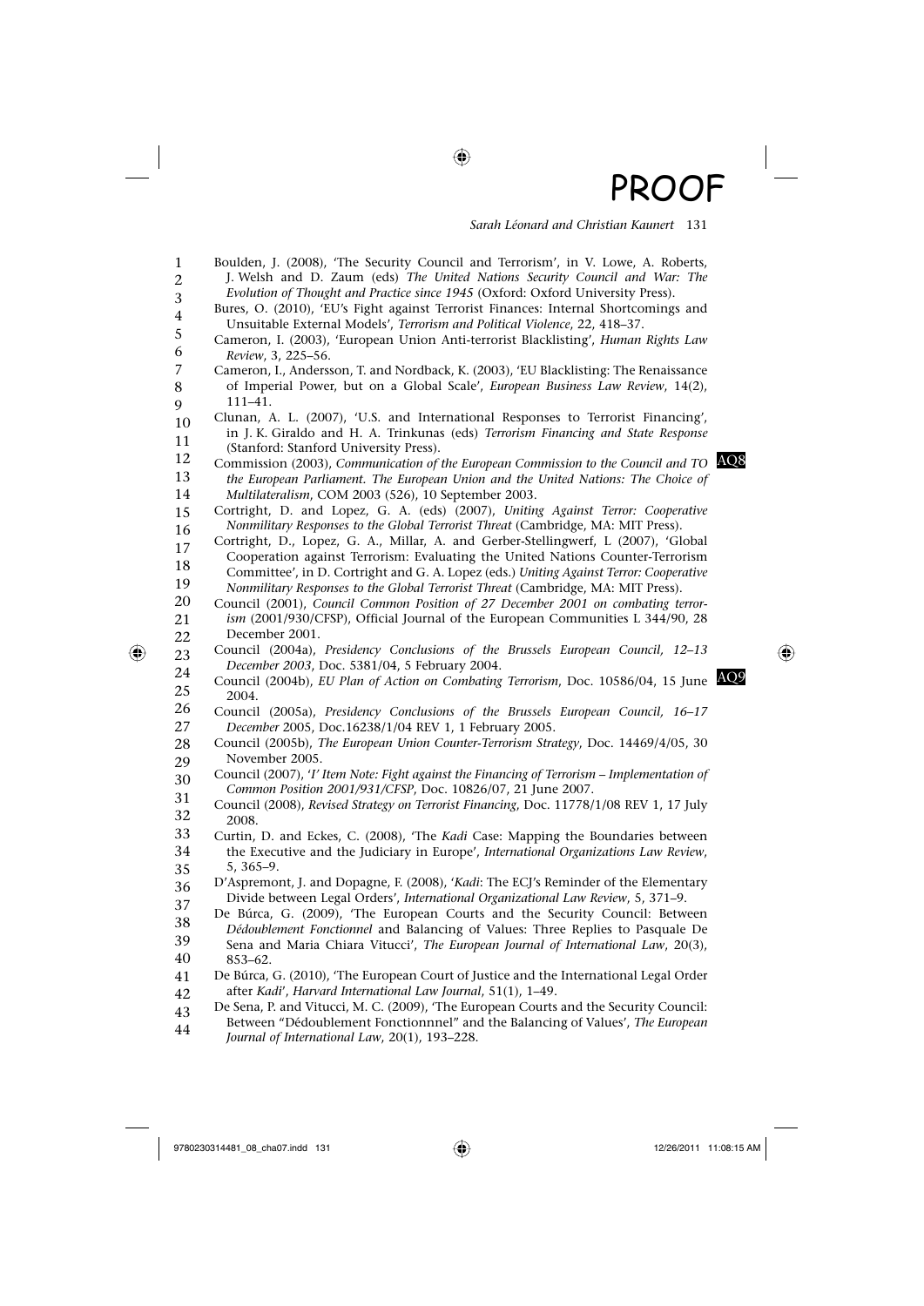Boulden, J. (2008), 'The Security Council and Terrorism', in V. Lowe, A. Roberts, J. Welsh and D. Zaum (eds) *The United Nations Security Council and War: The Evolution of Thought and Practice since 1945* (Oxford: Oxford University Press).

Bures, O. (2010), 'EU's Fight against Terrorist Finances: Internal Shortcomings and Unsuitable External Models', *Terrorism and Political Violence*, 22, 418–37.

Cameron, I. (2003), 'European Union Anti-terrorist Blacklisting', *Human Rights Law Review*, 3, 225–56.

Cameron, I., Andersson, T. and Nordback, K. (2003), 'EU Blacklisting: The Renaissance of Imperial Power, but on a Global Scale', *European Business Law Review*, 14(2), 111–41.

Clunan, A. L. (2007), 'U.S. and International Responses to Terrorist Financing', in J. K. Giraldo and H. A. Trinkunas (eds) *Terrorism Financing and State Response* (Stanford: Stanford University Press).

Commission (2003), *Communication of the European Commission to the Council and TO the European Parliament. The European Union and the United Nations: The Choice of Multilateralism*, COM 2003 (526), 10 September 2003. AQ8

Cortright, D. and Lopez, G. A. (eds) (2007), *Uniting Against Terror: Cooperative Nonmilitary Responses to the Global Terrorist Threat* (Cambridge, MA: MIT Press).

Cortright, D., Lopez, G. A., Millar, A. and Gerber-Stellingwerf, L (2007), 'Global Cooperation against Terrorism: Evaluating the United Nations Counter-Terrorism Committee', in D. Cortright and G. A. Lopez (eds.) *Uniting Against Terror: Cooperative Nonmilitary Responses to the Global Terrorist Threat* (Cambridge, MA: MIT Press).

Council (2001), *Council Common Position of 27 December 2001 on combating terrorism* (2001/930/CFSP), Official Journal of the European Communities L 344/90, 28 December 2001.

Council (2004a), *Presidency Conclusions of the Brussels European Council, 12–13 December 2003*, Doc. 5381/04, 5 February 2004.

Council (2004b), *EU Plan of Action on Combating Terrorism*, Doc. 10586/04, 15 June 2004. AQ9

Council (2005a), *Presidency Conclusions of the Brussels European Council, 16–17 December* 2005, Doc.16238/1/04 REV 1, 1 February 2005.

Council (2005b), *The European Union Counter-Terrorism Strategy*, Doc. 14469/4/05, 30 November 2005.

Council (2007), *'I' Item Note: Fight against the Financing of Terrorism – Implementation of Common Position 2001/931/CFSP*, Doc. 10826/07, 21 June 2007.

Council (2008), *Revised Strategy on Terrorist Financing*, Doc. 11778/1/08 REV 1, 17 July 2008.

Curtin, D. and Eckes, C. (2008), 'The *Kadi* Case: Mapping the Boundaries between the Executive and the Judiciary in Europe', *International Organizations Law Review*, 5, 365–9.

D'Aspremont, J. and Dopagne, F. (2008), '*Kadi*: The ECJ's Reminder of the Elementary Divide between Legal Orders', *International Organizational Law Review*, 5, 371–9.

De Búrca, G. (2009), 'The European Courts and the Security Council: Between *Dédoublement Fonctionnel* and Balancing of Values: Three Replies to Pasquale De Sena and Maria Chiara Vitucci', *The European Journal of International Law*, 20(3), 853–62.

De Búrca, G. (2010), 'The European Court of Justice and the International Legal Order after *Kadi*', *Harvard International Law Journal*, 51(1), 1–49.

De Sena, P. and Vitucci, M. C. (2009), 'The European Courts and the Security Council: Between "Dédoublement Fonctionnnel" and the Balancing of Values', *The European Journal of International Law*, 20(1), 193–228.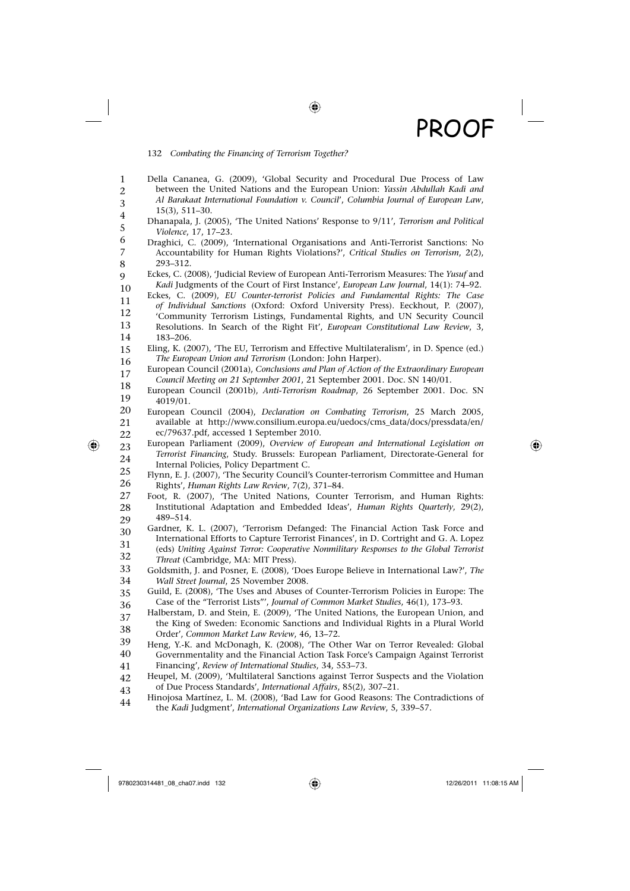Della Cananea, G. (2009), 'Global Security and Procedural Due Process of Law between the United Nations and the European Union: *Yassin Abdullah Kadi and Al Barakaat International Foundation v. Council*', *Columbia Journal of European Law*, 15(3), 511–30.

Dhanapala, J. (2005), 'The United Nations' Response to 9/11', *Terrorism and Political Violence*, 17, 17–23.

Draghici, C. (2009), 'International Organisations and Anti-Terrorist Sanctions: No Accountability for Human Rights Violations?', *Critical Studies on Terrorism*, 2(2), 293–312.

Eckes, C. (2008), 'Judicial Review of European Anti-Terrorism Measures: The *Yusuf* and *Kadi* Judgments of the Court of First Instance', *European Law Journal*, 14(1): 74–92.

Eckes, C. (2009), *EU Counter-terrorist Policies and Fundamental Rights: The Case of Individual Sanctions* (Oxford: Oxford University Press). Eeckhout, P. (2007), 'Community Terrorism Listings, Fundamental Rights, and UN Security Council Resolutions. In Search of the Right Fit', *European Constitutional Law Review*, 3, 183–206.

Eling, K. (2007), 'The EU, Terrorism and Effective Multilateralism', in D. Spence (ed.) *The European Union and Terrorism* (London: John Harper).

European Council (2001a), *Conclusions and Plan of Action of the Extraordinary European Council Meeting on 21 September 2001*, 21 September 2001. Doc. SN 140/01.

European Council (2001b), *Anti-Terrorism Roadmap*, 26 September 2001. Doc. SN 4019/01.

European Council (2004), *Declaration on Combating Terrorism*, 25 March 2005, available at http://www.consilium.europa.eu/uedocs/cms_data/docs/pressdata/en/ec/79637.pdf, accessed 1 September 2010.

European Parliament (2009), *Overview of European and International Legislation on Terrorist Financing*, Study. Brussels: European Parliament, Directorate-General for Internal Policies, Policy Department C.

Flynn, E. J. (2007), 'The Security Council's Counter-terrorism Committee and Human Rights', *Human Rights Law Review*, 7(2), 371–84.

Foot, R. (2007), 'The United Nations, Counter Terrorism, and Human Rights: Institutional Adaptation and Embedded Ideas', *Human Rights Quarterly*, 29(2), 489–514.

Gardner, K. L. (2007), 'Terrorism Defanged: The Financial Action Task Force and International Efforts to Capture Terrorist Finances', in D. Cortright and G. A. Lopez (eds) *Uniting Against Terror: Cooperative Nonmilitary Responses to the Global Terrorist Threat* (Cambridge, MA: MIT Press).

Goldsmith, J. and Posner, E. (2008), 'Does Europe Believe in International Law?', *The Wall Street Journal*, 25 November 2008.

Guild, E. (2008), 'The Uses and Abuses of Counter-Terrorism Policies in Europe: The Case of the "Terrorist Lists"', *Journal of Common Market Studies*, 46(1), 173–93.

Halberstam, D. and Stein, E. (2009), 'The United Nations, the European Union, and the King of Sweden: Economic Sanctions and Individual Rights in a Plural World Order', *Common Market Law Review*, 46, 13–72.

Heng, Y.-K. and McDonagh, K. (2008), 'The Other War on Terror Revealed: Global Governmentality and the Financial Action Task Force's Campaign Against Terrorist Financing', *Review of International Studies*, 34, 553–73.

Heupel, M. (2009), 'Multilateral Sanctions against Terror Suspects and the Violation of Due Process Standards', *International Affairs*, 85(2), 307–21.

Hinojosa Martínez, L. M. (2008), 'Bad Law for Good Reasons: The Contradictions of the *Kadi* Judgment', *International Organizations Law Review*, 5, 339–57.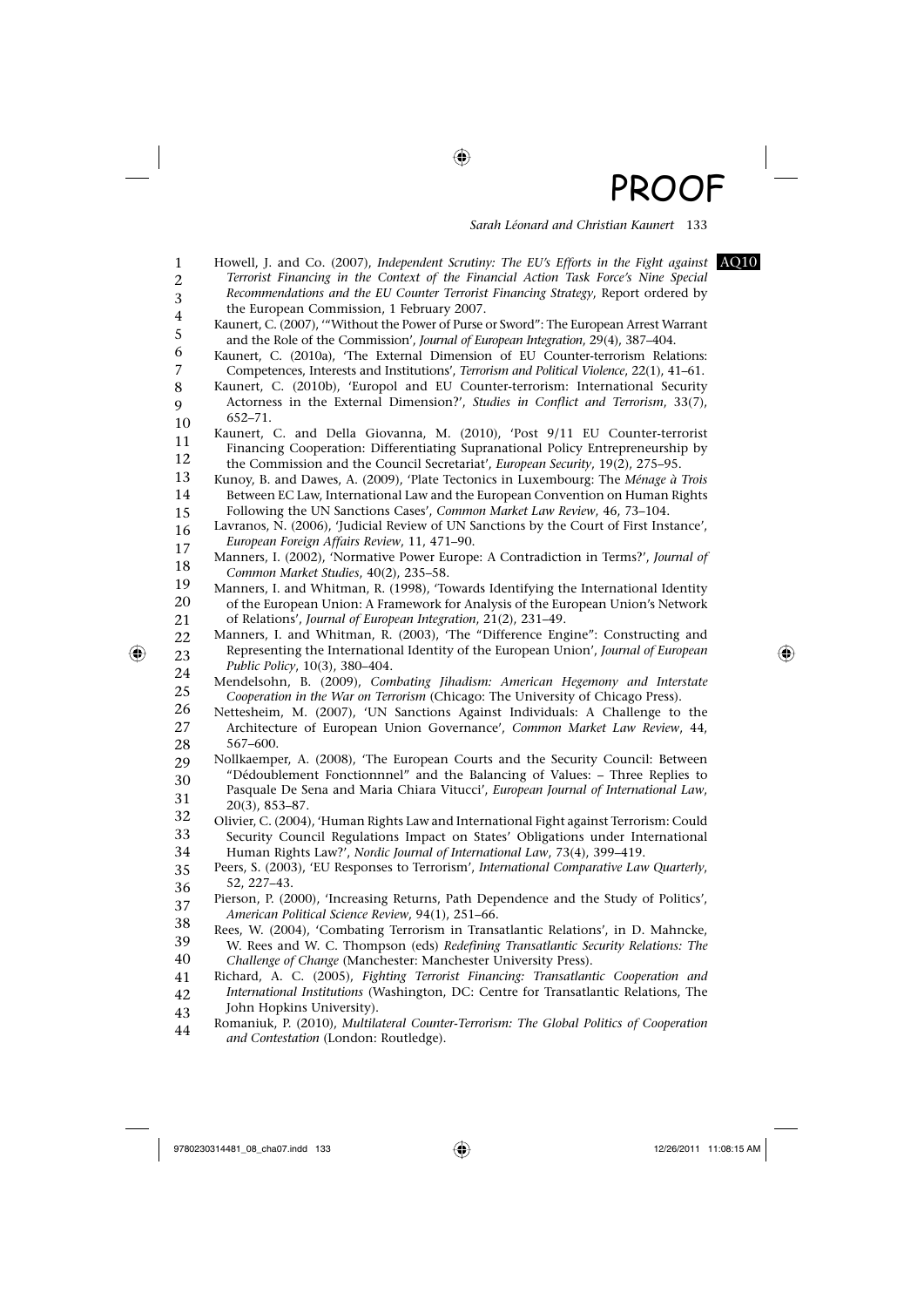Howell, J. and Co. (2007), *Independent Scrutiny: The EU's Efforts in the Fight against Terrorist Financing in the Context of the Financial Action Task Force's Nine Special Recommendations and the EU Counter Terrorist Financing Strategy*, Report ordered by the European Commission, 1 February 2007.

Kaunert, C. (2007), '"Without the Power of Purse or Sword": The European Arrest Warrant and the Role of the Commission', *Journal of European Integration*, 29(4), 387–404.

Kaunert, C. (2010a), 'The External Dimension of EU Counter-terrorism Relations: Competences, Interests and Institutions', *Terrorism and Political Violence*, 22(1), 41–61.

Kaunert, C. (2010b), 'Europol and EU Counter-terrorism: International Security Actorness in the External Dimension?', *Studies in Conflict and Terrorism*, 33(7), 652–71.

Kaunert, C. and Della Giovanna, M. (2010), 'Post 9/11 EU Counter-terrorist Financing Cooperation: Differentiating Supranational Policy Entrepreneurship by the Commission and the Council Secretariat', *European Security*, 19(2), 275–95.

Kunoy, B. and Dawes, A. (2009), 'Plate Tectonics in Luxembourg: The *Ménage à Trois* Between EC Law, International Law and the European Convention on Human Rights Following the UN Sanctions Cases', *Common Market Law Review*, 46, 73–104.

Lavranos, N. (2006), 'Judicial Review of UN Sanctions by the Court of First Instance', *European Foreign Affairs Review*, 11, 471–90.

Manners, I. (2002), 'Normative Power Europe: A Contradiction in Terms?', *Journal of Common Market Studies*, 40(2), 235–58.

Manners, I. and Whitman, R. (1998), 'Towards Identifying the International Identity of the European Union: A Framework for Analysis of the European Union's Network of Relations', *Journal of European Integration*, 21(2), 231–49.

Manners, I. and Whitman, R. (2003), 'The "Difference Engine": Constructing and Representing the International Identity of the European Union', *Journal of European Public Policy*, 10(3), 380–404.

Mendelsohn, B. (2009), *Combating Jihadism: American Hegemony and Interstate Cooperation in the War on Terrorism* (Chicago: The University of Chicago Press).

Nettesheim, M. (2007), 'UN Sanctions Against Individuals: A Challenge to the Architecture of European Union Governance', *Common Market Law Review*, 44, 567–600.

Nollkaemper, A. (2008), 'The European Courts and the Security Council: Between "Dédoublement Fonctionnnel" and the Balancing of Values: – Three Replies to Pasquale De Sena and Maria Chiara Vitucci', *European Journal of International Law*, 20(3), 853–87.

Olivier, C. (2004), 'Human Rights Law and International Fight against Terrorism: Could Security Council Regulations Impact on States' Obligations under International Human Rights Law?', *Nordic Journal of International Law*, 73(4), 399–419.

Peers, S. (2003), 'EU Responses to Terrorism', *International Comparative Law Quarterly*, 52, 227–43.

Pierson, P. (2000), 'Increasing Returns, Path Dependence and the Study of Politics', *American Political Science Review*, 94(1), 251–66.

Rees, W. (2004), 'Combating Terrorism in Transatlantic Relations', in D. Mahncke, W. Rees and W. C. Thompson (eds) *Redefining Transatlantic Security Relations: The Challenge of Change* (Manchester: Manchester University Press).

Richard, A. C. (2005), *Fighting Terrorist Financing: Transatlantic Cooperation and International Institutions* (Washington, DC: Centre for Transatlantic Relations, The John Hopkins University).

Romaniuk, P. (2010), *Multilateral Counter-Terrorism: The Global Politics of Cooperation and Contestation* (London: Routledge).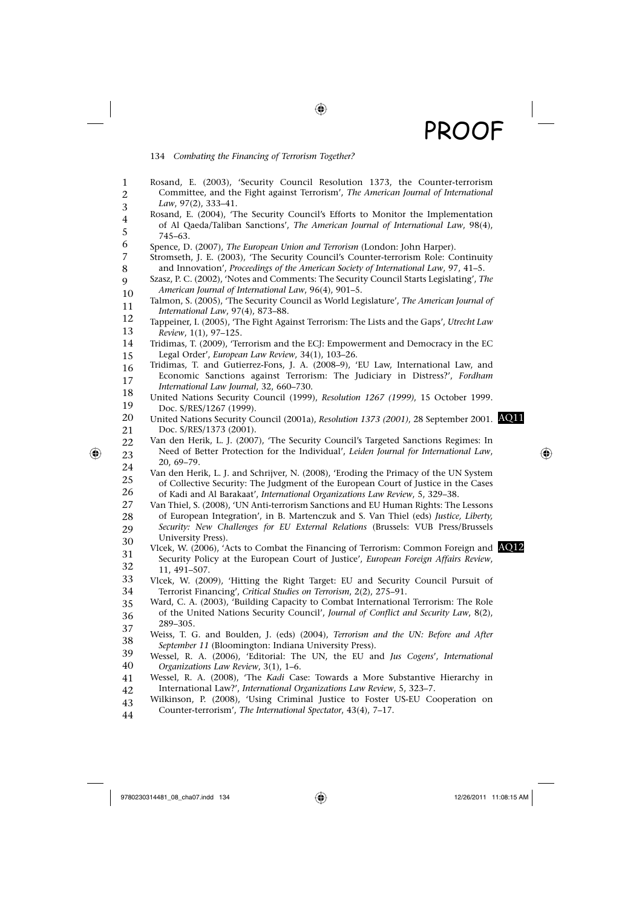Rosand, E. (2003), 'Security Council Resolution 1373, the Counter-terrorism Committee, and the Fight against Terrorism', *The American Journal of International Law*, 97(2), 333–41.

Rosand, E. (2004), 'The Security Council's Efforts to Monitor the Implementation of Al Qaeda/Taliban Sanctions', *The American Journal of International Law*, 98(4), 745–63.

Spence, D. (2007), *The European Union and Terrorism* (London: John Harper).

Stromseth, J. E. (2003), 'The Security Council's Counter-terrorism Role: Continuity and Innovation', *Proceedings of the American Society of International Law*, 97, 41–5.

Szasz, P. C. (2002), 'Notes and Comments: The Security Council Starts Legislating', *The American Journal of International Law*, 96(4), 901–5.

Talmon, S. (2005), 'The Security Council as World Legislature', *The American Journal of International Law*, 97(4), 873–88.

Tappeiner, I. (2005), 'The Fight Against Terrorism: The Lists and the Gaps', *Utrecht Law Review*, 1(1), 97–125.

Tridimas, T. (2009), 'Terrorism and the ECJ: Empowerment and Democracy in the EC Legal Order', *European Law Review*, 34(1), 103–26.

Tridimas, T. and Gutierrez-Fons, J. A. (2008–9), 'EU Law, International Law, and Economic Sanctions against Terrorism: The Judiciary in Distress?', *Fordham International Law Journal*, 32, 660–730.

United Nations Security Council (1999), *Resolution 1267 (1999)*, 15 October 1999. Doc. S/RES/1267 (1999).

United Nations Security Council (2001a), *Resolution 1373 (2001)*, 28 September 2001. Doc. S/RES/1373 (2001). AQ11

Van den Herik, L. J. (2007), 'The Security Council's Targeted Sanctions Regimes: In Need of Better Protection for the Individual', *Leiden Journal for International Law*, 20, 69–79.

Van den Herik, L. J. and Schrijver, N. (2008), 'Eroding the Primacy of the UN System of Collective Security: The Judgment of the European Court of Justice in the Cases of Kadi and Al Barakaat', *International Organizations Law Review*, 5, 329–38.

Van Thiel, S. (2008), 'UN Anti-terrorism Sanctions and EU Human Rights: The Lessons of European Integration', in B. Martenczuk and S. Van Thiel (eds) *Justice, Liberty, Security: New Challenges for EU External Relations* (Brussels: VUB Press/Brussels University Press).

Vlcek, W. (2006), 'Acts to Combat the Financing of Terrorism: Common Foreign and Security Policy at the European Court of Justice', *European Foreign Affairs Review*, 11, 491–507. AQ12

Vlcek, W. (2009), 'Hitting the Right Target: EU and Security Council Pursuit of Terrorist Financing', *Critical Studies on Terrorism*, 2(2), 275–91.

Ward, C. A. (2003), 'Building Capacity to Combat International Terrorism: The Role of the United Nations Security Council', *Journal of Conflict and Security Law*, 8(2), 289–305.

Weiss, T. G. and Boulden, J. (eds) (2004), *Terrorism and the UN: Before and After September 11* (Bloomington: Indiana University Press).

Wessel, R. A. (2006), 'Editorial: The UN, the EU and *Jus Cogens*', *International Organizations Law Review*, 3(1), 1–6.

Wessel, R. A. (2008), 'The *Kadi* Case: Towards a More Substantive Hierarchy in International Law?', *International Organizations Law Review*, 5, 323–7.

Wilkinson, P. (2008), 'Using Criminal Justice to Foster US-EU Cooperation on Counter-terrorism', *The International Spectator*, 43(4), 7–17.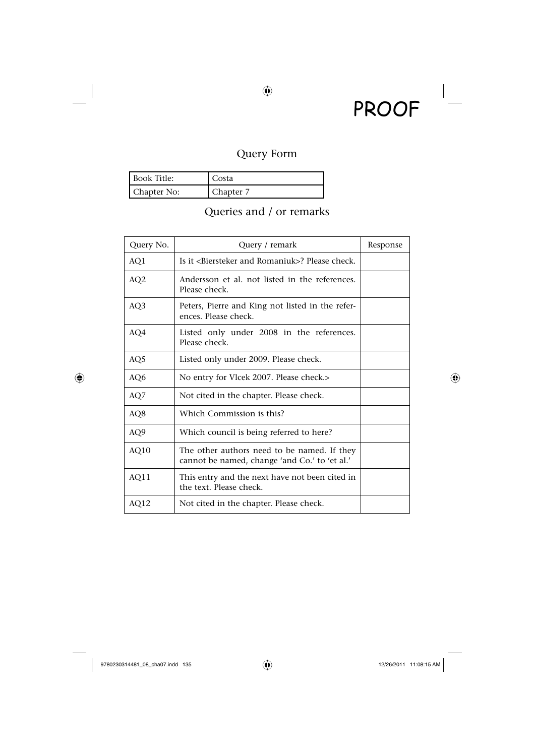PROOF

# Query Form

| Book Title: | Costa |
|---|---|
| Chapter No: | Chapter 7 |

## Queries and / or remarks

| Query No. | Query / remark | Response |
|---|---|---|
| AQ1 | Is it <Biersteker and Romaniuk>? Please check. | |
| AQ2 | Andersson et al. not listed in the references. Please check. | |
| AQ3 | Peters, Pierre and King not listed in the references. Please check. | |
| AQ4 | Listed only under 2008 in the references. Please check. | |
| AQ5 | Listed only under 2009. Please check. | |
| AQ6 | No entry for Vlcek 2007. Please check.> | |
| AQ7 | Not cited in the chapter. Please check. | |
| AQ8 | Which Commission is this? | |
| AQ9 | Which council is being referred to here? | |
| AQ10 | The other authors need to be named. If they cannot be named, change 'and Co.' to 'et al.' | |
| AQ11 | This entry and the next have not been cited in the text. Please check. | |
| AQ12 | Not cited in the chapter. Please check. | |